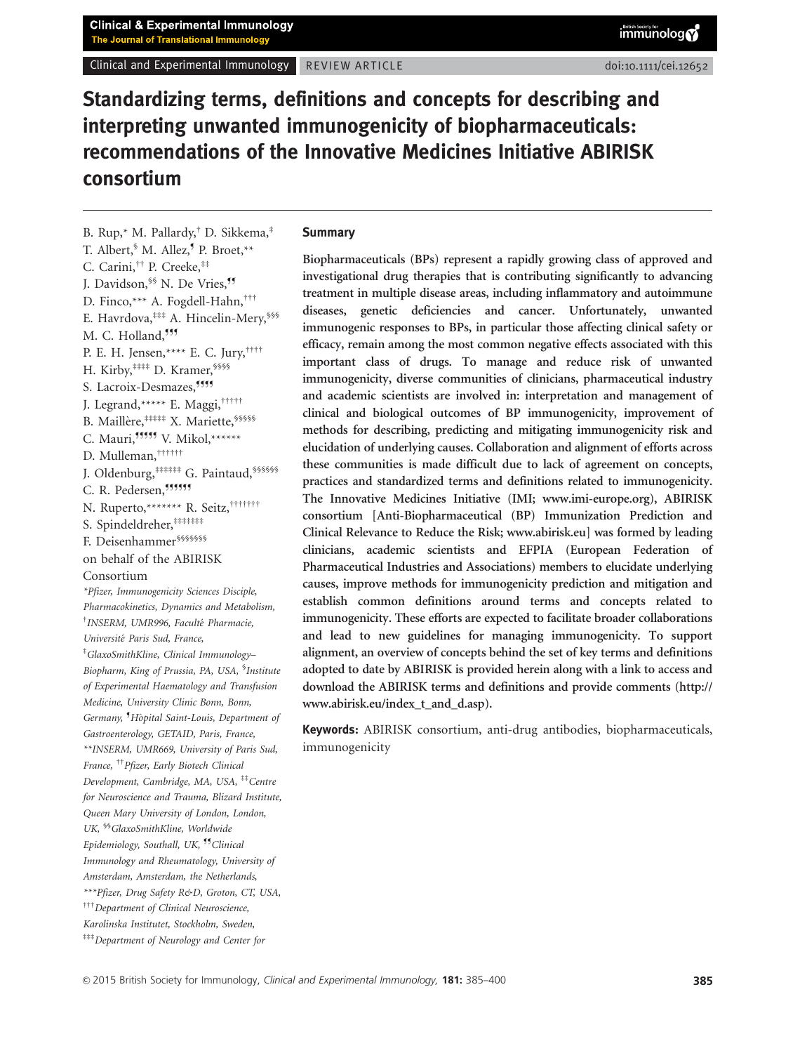# Standardizing terms, definitions and concepts for describing and interpreting unwanted immunogenicity of biopharmaceuticals: recommendations of the Innovative Medicines Initiative ABIRISK consortium

B. Rup,* M. Pallardy,† D. Sikkema,‡ T. Albert,§ M. Allez,¶ P. Broet,** C. Carini,†† P. Creeke,‡‡ J. Davidson,§§ N. De Vries,¶¶ D. Finco,*** A. Fogdell-Hahn,††† E. Havrdova,‡‡‡ A. Hincelin-Mery,§§§ M. C. Holland,¶¶¶ P. E. H. Jensen,**** E. C. Jury,†††† H. Kirby,‡‡‡‡ D. Kramer,§§§§ S. Lacroix-Desmazes,¶¶¶¶ J. Legrand,***** E. Maggi,††††† B. Maillère,‡‡‡‡‡ X. Mariette,§§§§§ C. Mauri,¶¶¶¶¶ V. Mikol,****** D. Mulleman,†††††† J. Oldenburg,‡‡‡‡‡‡ G. Paintaud,§§§§§§ C. R. Pedersen,¶¶¶¶¶¶ N. Ruperto,******* R. Seitz,††††††† S. Spindeldreher,‡‡‡‡‡‡‡ F. Deisenhammer§§§§§§§ on behalf of the ABIRISK Consortium

*Pfizer, Immunogenicity Sciences Disciple, Pharmacokinetics, Dynamics and Metabolism, †INSERM, UMR996, Faculté Pharmacie, Université Paris Sud, France, ‡GlaxoSmithKline, Clinical Immunology–Biopharm, King of Prussia, PA, USA, §Institute of Experimental Haematology and Transfusion Medicine, University Clinic Bonn, Bonn, Germany, ¶Hôpital Saint-Louis, Department of Gastroenterology, GETAID, Paris, France, **INSERM, UMR669, University of Paris Sud, France, ††Pfizer, Early Biotech Clinical Development, Cambridge, MA, USA, ‡‡Centre for Neuroscience and Trauma, Blizard Institute, Queen Mary University of London, London, UK, §§GlaxoSmithKline, Worldwide Epidemiology, Southall, UK, ¶¶Clinical Immunology and Rheumatology, University of Amsterdam, Amsterdam, the Netherlands, ***Pfizer, Drug Safety R&D, Groton, CT, USA, †††Department of Clinical Neuroscience, Karolinska Institutet, Stockholm, Sweden, ‡‡‡Department of Neurology and Center for

## Summary

Biopharmaceuticals (BPs) represent a rapidly growing class of approved and investigational drug therapies that is contributing significantly to advancing treatment in multiple disease areas, including inflammatory and autoimmune diseases, genetic deficiencies and cancer. Unfortunately, unwanted immunogenic responses to BPs, in particular those affecting clinical safety or efficacy, remain among the most common negative effects associated with this important class of drugs. To manage and reduce risk of unwanted immunogenicity, diverse communities of clinicians, pharmaceutical industry and academic scientists are involved in: interpretation and management of clinical and biological outcomes of BP immunogenicity, improvement of methods for describing, predicting and mitigating immunogenicity risk and elucidation of underlying causes. Collaboration and alignment of efforts across these communities is made difficult due to lack of agreement on concepts, practices and standardized terms and definitions related to immunogenicity. The Innovative Medicines Initiative (IMI; www.imi-europe.org), ABIRISK consortium [Anti-Biopharmaceutical (BP) Immunization Prediction and Clinical Relevance to Reduce the Risk; www.abirisk.eu] was formed by leading clinicians, academic scientists and EFPIA (European Federation of Pharmaceutical Industries and Associations) members to elucidate underlying causes, improve methods for immunogenicity prediction and mitigation and establish common definitions around terms and concepts related to immunogenicity. These efforts are expected to facilitate broader collaborations and lead to new guidelines for managing immunogenicity. To support alignment, an overview of concepts behind the set of key terms and definitions adopted to date by ABIRISK is provided herein along with a link to access and download the ABIRISK terms and definitions and provide comments (http://www.abirisk.eu/index_t_and_d.asp).

**Keywords:** ABIRISK consortium, anti-drug antibodies, biopharmaceuticals, immunogenicity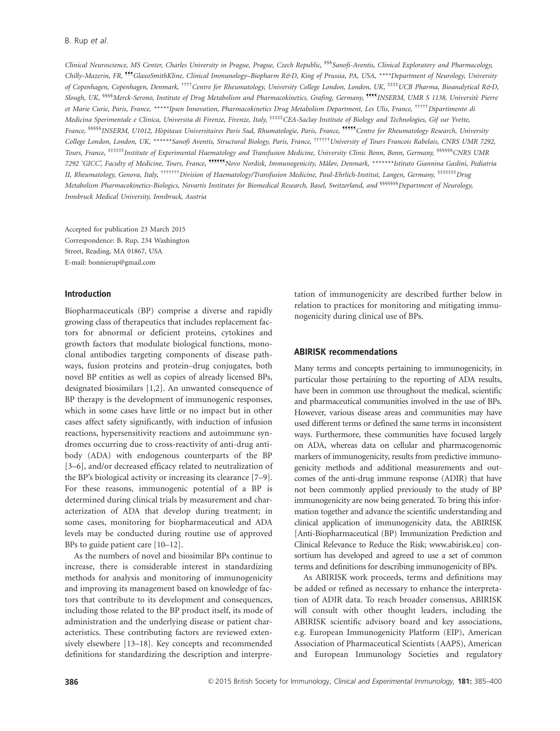*Clinical Neuroscience, MS Center, Charles University in Prague, Prague, Czech Republic,* [§§§]*Sanofi-Aventis, Clinical Exploratory and Pharmacology, Chilly-Mazerin, FR,* [¶¶¶]*GlaxoSmithKline, Clinical Immunology–Biopharm R&D, King of Prussia, PA, USA,* [****]*Department of Neurology, University of Copenhagen, Copenhagen, Denmark,* [††††]*Centre for Rheumatology, University College London, London, UK,* [‡‡‡‡]*UCB Pharma, Bioanalytical R&D, Slough, UK,* [§§§§]*Merck-Serono, Institute of Drug Metabolism and Pharmacokinetics, Grafing, Germany,* [¶¶¶¶]*INSERM, UMR S 1138, Université Pierre et Marie Curie, Paris, France,* [*****]*Ipsen Innovation, Pharmacokinetics Drug Metabolism Department, Les Ulis, France,* [†††††]*Dipartimento di Medicina Sperimentale e Clinica, Universita di Firenze, Firenze, Italy,* [‡‡‡‡‡]*CEA-Saclay Institute of Biology and Technologies, Gif sur Yvette, France,* [§§§§§]*INSERM, U1012, Hôpitaux Universitaires Paris Sud, Rhumatologie, Paris, France,* [¶¶¶¶¶]*Centre for Rheumatology Research, University College London, London, UK,* [******]*Sanofi Aventis, Structural Biology, Paris, France,* [††††††]*University of Tours Francois Rabelais, CNRS UMR 7292, Tours, France,* [‡‡‡‡‡‡]*Institute of Experimental Haematology and Transfusion Medicine, University Clinic Bonn, Bonn, Germany,* [§§§§§§]*CNRS UMR 7292 'GICC', Faculty of Medicine, Tours, France,* [¶¶¶¶¶¶]*Novo Nordisk, Immunogenicity, Måløv, Denmark,* [*******]*Istituto Giannina Gaslini, Pediatria II, Rheumatology, Genova, Italy,* [†††††††]*Division of Haematology/Transfusion Medicine, Paul-Ehrlich-Institut, Langen, Germany,* [‡‡‡‡‡‡‡]*Drug Metabolism Pharmacokinetics-Biologics, Novartis Institutes for Biomedical Research, Basel, Switzerland, and* [§§§§§§§]*Department of Neurology, Innsbruck Medical University, Innsbruck, Austria*

Accepted for publication 23 March 2015
Correspondence: B. Rup, 234 Washington Street, Reading, MA 01867, USA
E-mail: bonnierup@gmail.com

## Introduction

Biopharmaceuticals (BP) comprise a diverse and rapidly growing class of therapeutics that includes replacement factors for abnormal or deficient proteins, cytokines and growth factors that modulate biological functions, monoclonal antibodies targeting components of disease pathways, fusion proteins and protein–drug conjugates, both novel BP entities as well as copies of already licensed BPs, designated biosimilars [1,2]. An unwanted consequence of BP therapy is the development of immunogenic responses, which in some cases have little or no impact but in other cases affect safety significantly, with induction of infusion reactions, hypersensitivity reactions and autoimmune syndromes occurring due to cross-reactivity of anti-drug antibody (ADA) with endogenous counterparts of the BP [3–6], and/or decreased efficacy related to neutralization of the BP's biological activity or increasing its clearance [7–9]. For these reasons, immunogenic potential of a BP is determined during clinical trials by measurement and characterization of ADA that develop during treatment; in some cases, monitoring for biopharmaceutical and ADA levels may be conducted during routine use of approved BPs to guide patient care [10–12].

As the numbers of novel and biosimilar BPs continue to increase, there is considerable interest in standardizing methods for analysis and monitoring of immunogenicity and improving its management based on knowledge of factors that contribute to its development and consequences, including those related to the BP product itself, its mode of administration and the underlying disease or patient characteristics. These contributing factors are reviewed extensively elsewhere [13–18]. Key concepts and recommended definitions for standardizing the description and interpretation of immunogenicity are described further below in relation to practices for monitoring and mitigating immunogenicity during clinical use of BPs.

## ABIRISK recommendations

Many terms and concepts pertaining to immunogenicity, in particular those pertaining to the reporting of ADA results, have been in common use throughout the medical, scientific and pharmaceutical communities involved in the use of BPs. However, various disease areas and communities may have used different terms or defined the same terms in inconsistent ways. Furthermore, these communities have focused largely on ADA, whereas data on cellular and pharmacogenomic markers of immunogenicity, results from predictive immunogenicity methods and additional measurements and outcomes of the anti-drug immune response (ADIR) that have not been commonly applied previously to the study of BP immunogenicity are now being generated. To bring this information together and advance the scientific understanding and clinical application of immunogenicity data, the ABIRISK [Anti-Biopharmaceutical (BP) Immunization Prediction and Clinical Relevance to Reduce the Risk; www.abirisk.eu] consortium has developed and agreed to use a set of common terms and definitions for describing immunogenicity of BPs.

As ABIRISK work proceeds, terms and definitions may be added or refined as necessary to enhance the interpretation of ADIR data. To reach broader consensus, ABIRISK will consult with other thought leaders, including the ABIRISK scientific advisory board and key associations, e.g. European Immunogenicity Platform (EIP), American Association of Pharmaceutical Scientists (AAPS), American and European Immunology Societies and regulatory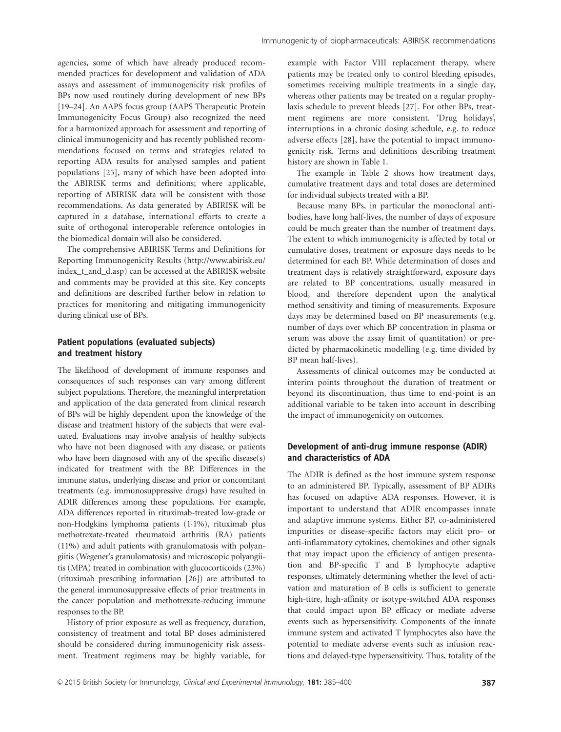agencies, some of which have already produced recommended practices for development and validation of ADA assays and assessment of immunogenicity risk profiles of BPs now used routinely during development of new BPs [19–24]. An AAPS focus group (AAPS Therapeutic Protein Immunogenicity Focus Group) also recognized the need for a harmonized approach for assessment and reporting of clinical immunogenicity and has recently published recommendations focused on terms and strategies related to reporting ADA results for analysed samples and patient populations [25], many of which have been adopted into the ABIRISK terms and definitions; where applicable, reporting of ABIRISK data will be consistent with those recommendations. As data generated by ABIRISK will be captured in a database, international efforts to create a suite of orthogonal interoperable reference ontologies in the biomedical domain will also be considered.

The comprehensive ABIRISK Terms and Definitions for Reporting Immunogenicity Results (http://www.abirisk.eu/index_t_and_d.asp) can be accessed at the ABIRISK website and comments may be provided at this site. Key concepts and definitions are described further below in relation to practices for monitoring and mitigating immunogenicity during clinical use of BPs.

## Patient populations (evaluated subjects) and treatment history

The likelihood of development of immune responses and consequences of such responses can vary among different subject populations. Therefore, the meaningful interpretation and application of the data generated from clinical research of BPs will be highly dependent upon the knowledge of the disease and treatment history of the subjects that were evaluated. Evaluations may involve analysis of healthy subjects who have not been diagnosed with any disease, or patients who have been diagnosed with any of the specific disease(s) indicated for treatment with the BP. Differences in the immune status, underlying disease and prior or concomitant treatments (e.g. immunosuppressive drugs) have resulted in ADIR differences among these populations. For example, ADA differences reported in rituximab-treated low-grade or non-Hodgkins lymphoma patients (1·1%), rituximab plus methotrexate-treated rheumatoid arthritis (RA) patients (11%) and adult patients with granulomatosis with polyangiitis (Wegener's granulomatosis) and microscopic polyangiitis (MPA) treated in combination with glucocorticoids (23%) (rituximab prescribing information [26]) are attributed to the general immunosuppressive effects of prior treatments in the cancer population and methotrexate-reducing immune responses to the BP.

History of prior exposure as well as frequency, duration, consistency of treatment and total BP doses administered should be considered during immunogenicity risk assessment. Treatment regimens may be highly variable, for example with Factor VIII replacement therapy, where patients may be treated only to control bleeding episodes, sometimes receiving multiple treatments in a single day, whereas other patients may be treated on a regular prophylaxis schedule to prevent bleeds [27]. For other BPs, treatment regimens are more consistent. 'Drug holidays', interruptions in a chronic dosing schedule, e.g. to reduce adverse effects [28], have the potential to impact immunogenicity risk. Terms and definitions describing treatment history are shown in Table 1.

The example in Table 2 shows how treatment days, cumulative treatment days and total doses are determined for individual subjects treated with a BP.

Because many BPs, in particular the monoclonal antibodies, have long half-lives, the number of days of exposure could be much greater than the number of treatment days. The extent to which immunogenicity is affected by total or cumulative doses, treatment or exposure days needs to be determined for each BP. While determination of doses and treatment days is relatively straightforward, exposure days are related to BP concentrations, usually measured in blood, and therefore dependent upon the analytical method sensitivity and timing of measurements. Exposure days may be determined based on BP measurements (e.g. number of days over which BP concentration in plasma or serum was above the assay limit of quantitation) or predicted by pharmacokinetic modelling (e.g. time divided by BP mean half-lives).

Assessments of clinical outcomes may be conducted at interim points throughout the duration of treatment or beyond its discontinuation, thus time to end-point is an additional variable to be taken into account in describing the impact of immunogenicity on outcomes.

## Development of anti-drug immune response (ADIR) and characteristics of ADA

The ADIR is defined as the host immune system response to an administered BP. Typically, assessment of BP ADIRs has focused on adaptive ADA responses. However, it is important to understand that ADIR encompasses innate and adaptive immune systems. Either BP, co-administered impurities or disease-specific factors may elicit pro- or anti-inflammatory cytokines, chemokines and other signals that may impact upon the efficiency of antigen presentation and BP-specific T and B lymphocyte adaptive responses, ultimately determining whether the level of activation and maturation of B cells is sufficient to generate high-titre, high-affinity or isotype-switched ADA responses that could impact upon BP efficacy or mediate adverse events such as hypersensitivity. Components of the innate immune system and activated T lymphocytes also have the potential to mediate adverse events such as infusion reactions and delayed-type hypersensitivity. Thus, totality of the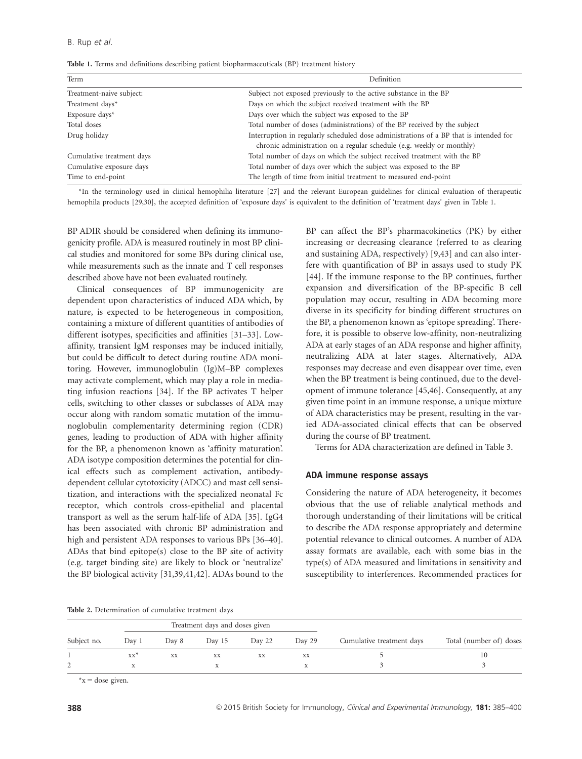**Table 1.** Terms and definitions describing patient biopharmaceuticals (BP) treatment history

| Term | Definition |
| --- | --- |
| Treatment-naive subject: | Subject not exposed previously to the active substance in the BP |
| Treatment days* | Days on which the subject received treatment with the BP |
| Exposure days* | Days over which the subject was exposed to the BP |
| Total doses | Total number of doses (administrations) of the BP received by the subject |
| Drug holiday | Interruption in regularly scheduled dose administrations of a BP that is intended for chronic administration on a regular schedule (e.g. weekly or monthly) |
| Cumulative treatment days | Total number of days on which the subject received treatment with the BP |
| Cumulative exposure days | Total number of days over which the subject was exposed to the BP |
| Time to end-point | The length of time from initial treatment to measured end-point |

*In the terminology used in clinical hemophilia literature [27] and the relevant European guidelines for clinical evaluation of therapeutic hemophila products [29,30], the accepted definition of 'exposure days' is equivalent to the definition of 'treatment days' given in Table 1.

BP ADIR should be considered when defining its immunogenicity profile. ADA is measured routinely in most BP clinical studies and monitored for some BPs during clinical use, while measurements such as the innate and T cell responses described above have not been evaluated routinely.

Clinical consequences of BP immunogenicity are dependent upon characteristics of induced ADA which, by nature, is expected to be heterogeneous in composition, containing a mixture of different quantities of antibodies of different isotypes, specificities and affinities [31–33]. Low-affinity, transient IgM responses may be induced initially, but could be difficult to detect during routine ADA monitoring. However, immunoglobulin (Ig)M–BP complexes may activate complement, which may play a role in mediating infusion reactions [34]. If the BP activates T helper cells, switching to other classes or subclasses of ADA may occur along with random somatic mutation of the immunoglobulin complementarity determining region (CDR) genes, leading to production of ADA with higher affinity for the BP, a phenomenon known as 'affinity maturation'. ADA isotype composition determines the potential for clinical effects such as complement activation, antibody-dependent cellular cytotoxicity (ADCC) and mast cell sensitization, and interactions with the specialized neonatal Fc receptor, which controls cross-epithelial and placental transport as well as the serum half-life of ADA [35]. IgG4 has been associated with chronic BP administration and high and persistent ADA responses to various BPs [36–40]. ADAs that bind epitope(s) close to the BP site of activity (e.g. target binding site) are likely to block or 'neutralize' the BP biological activity [31,39,41,42]. ADAs bound to the BP can affect the BP's pharmacokinetics (PK) by either increasing or decreasing clearance (referred to as clearing and sustaining ADA, respectively) [9,43] and can also interfere with quantification of BP in assays used to study PK [44]. If the immune response to the BP continues, further expansion and diversification of the BP-specific B cell population may occur, resulting in ADA becoming more diverse in its specificity for binding different structures on the BP, a phenomenon known as 'epitope spreading'. Therefore, it is possible to observe low-affinity, non-neutralizing ADA at early stages of an ADA response and higher affinity, neutralizing ADA at later stages. Alternatively, ADA responses may decrease and even disappear over time, even when the BP treatment is being continued, due to the development of immune tolerance [45,46]. Consequently, at any given time point in an immune response, a unique mixture of ADA characteristics may be present, resulting in the varied ADA-associated clinical effects that can be observed during the course of BP treatment.

Terms for ADA characterization are defined in Table 3.

## ADA immune response assays

Considering the nature of ADA heterogeneity, it becomes obvious that the use of reliable analytical methods and thorough understanding of their limitations will be critical to describe the ADA response appropriately and determine potential relevance to clinical outcomes. A number of ADA assay formats are available, each with some bias in the type(s) of ADA measured and limitations in sensitivity and susceptibility to interferences. Recommended practices for

**Table 2.** Determination of cumulative treatment days

| Subject no. | Treatment days and doses given | | | | | Cumulative treatment days | Total (number of) doses |
| --- | --- | --- | --- | --- | --- | --- | --- |
| | Day 1 | Day 8 | Day 15 | Day 22 | Day 29 | | |
| 1 | xx* | xx | xx | xx | xx | 5 | 10 |
| 2 | x | | x | | x | 3 | 3 |

*x = dose given.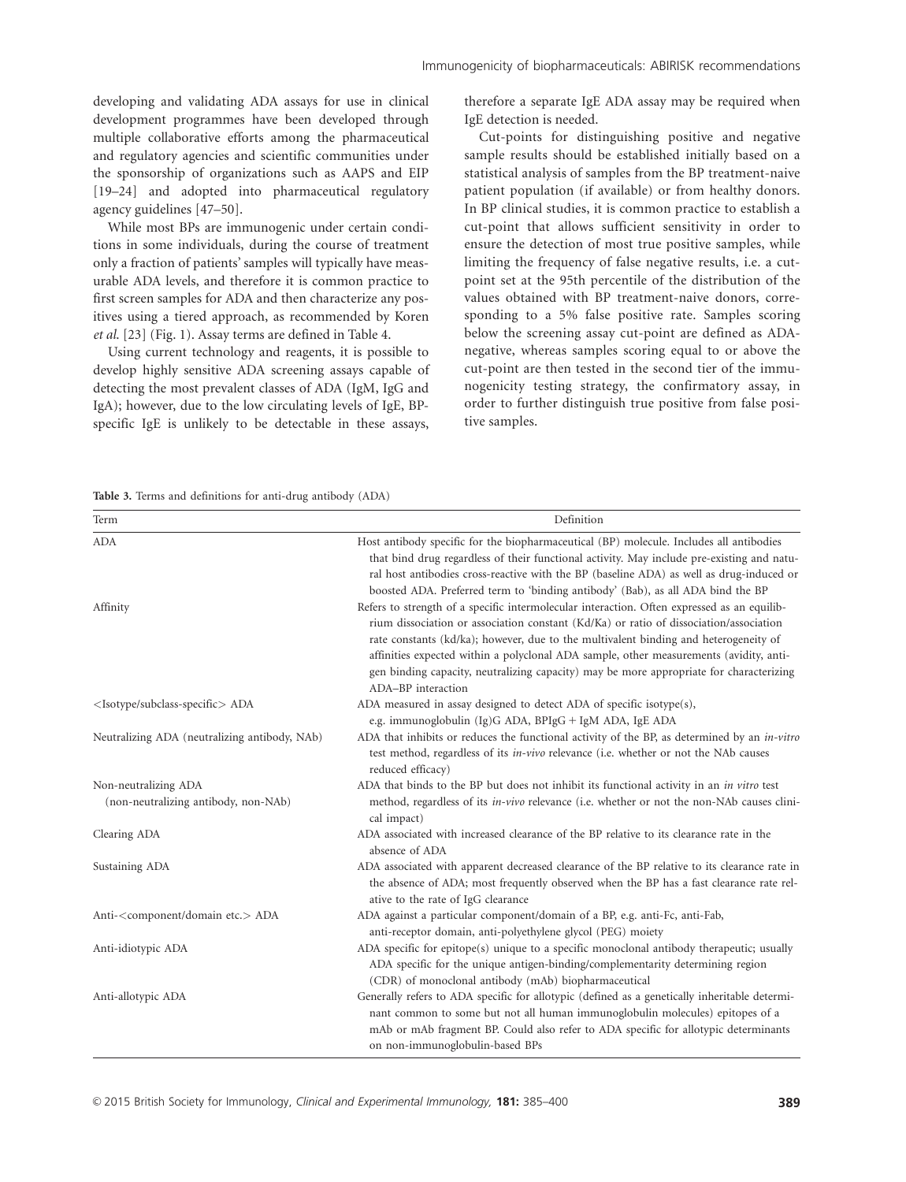developing and validating ADA assays for use in clinical development programmes have been developed through multiple collaborative efforts among the pharmaceutical and regulatory agencies and scientific communities under the sponsorship of organizations such as AAPS and EIP [19–24] and adopted into pharmaceutical regulatory agency guidelines [47–50].

While most BPs are immunogenic under certain conditions in some individuals, during the course of treatment only a fraction of patients' samples will typically have measurable ADA levels, and therefore it is common practice to first screen samples for ADA and then characterize any positives using a tiered approach, as recommended by Koren *et al*. [23] (Fig. 1). Assay terms are defined in Table 4.

Using current technology and reagents, it is possible to develop highly sensitive ADA screening assays capable of detecting the most prevalent classes of ADA (IgM, IgG and IgA); however, due to the low circulating levels of IgE, BP-specific IgE is unlikely to be detectable in these assays, therefore a separate IgE ADA assay may be required when IgE detection is needed.

Cut-points for distinguishing positive and negative sample results should be established initially based on a statistical analysis of samples from the BP treatment-naive patient population (if available) or from healthy donors. In BP clinical studies, it is common practice to establish a cut-point that allows sufficient sensitivity in order to ensure the detection of most true positive samples, while limiting the frequency of false negative results, i.e. a cut-point set at the 95th percentile of the distribution of the values obtained with BP treatment-naive donors, corresponding to a 5% false positive rate. Samples scoring below the screening assay cut-point are defined as ADA-negative, whereas samples scoring equal to or above the cut-point are then tested in the second tier of the immunogenicity testing strategy, the confirmatory assay, in order to further distinguish true positive from false positive samples.

**Table 3.** Terms and definitions for anti-drug antibody (ADA)

| Term | Definition |
|---|---|
| ADA | Host antibody specific for the biopharmaceutical (BP) molecule. Includes all antibodies that bind drug regardless of their functional activity. May include pre-existing and natural host antibodies cross-reactive with the BP (baseline ADA) as well as drug-induced or boosted ADA. Preferred term to 'binding antibody' (Bab), as all ADA bind the BP |
| Affinity | Refers to strength of a specific intermolecular interaction. Often expressed as an equilibrium dissociation or association constant (Kd/Ka) or ratio of dissociation/association rate constants (kd/ka); however, due to the multivalent binding and heterogeneity of affinities expected within a polyclonal ADA sample, other measurements (avidity, antigen binding capacity, neutralizing capacity) may be more appropriate for characterizing ADA–BP interaction |
| <Isotype/subclass-specific> ADA | ADA measured in assay designed to detect ADA of specific isotype(s), e.g. immunoglobulin (Ig)G ADA, BPIgG + IgM ADA, IgE ADA |
| Neutralizing ADA (neutralizing antibody, NAb) | ADA that inhibits or reduces the functional activity of the BP, as determined by an *in-vitro* test method, regardless of its *in-vivo* relevance (i.e. whether or not the NAb causes reduced efficacy) |
| Non-neutralizing ADA (non-neutralizing antibody, non-NAb) | ADA that binds to the BP but does not inhibit its functional activity in an *in vitro* test method, regardless of its *in-vivo* relevance (i.e. whether or not the non-NAb causes clinical impact) |
| Clearing ADA | ADA associated with increased clearance of the BP relative to its clearance rate in the absence of ADA |
| Sustaining ADA | ADA associated with apparent decreased clearance of the BP relative to its clearance rate in the absence of ADA; most frequently observed when the BP has a fast clearance rate relative to the rate of IgG clearance |
| Anti-<component/domain etc.> ADA | ADA against a particular component/domain of a BP, e.g. anti-Fc, anti-Fab, anti-receptor domain, anti-polyethylene glycol (PEG) moiety |
| Anti-idiotypic ADA | ADA specific for epitope(s) unique to a specific monoclonal antibody therapeutic; usually ADA specific for the unique antigen-binding/complementarity determining region (CDR) of monoclonal antibody (mAb) biopharmaceutical |
| Anti-allotypic ADA | Generally refers to ADA specific for allotypic (defined as a genetically inheritable determinant common to some but not all human immunoglobulin molecules) epitopes of a mAb or mAb fragment BP. Could also refer to ADA specific for allotypic determinants on non-immunoglobulin-based BPs |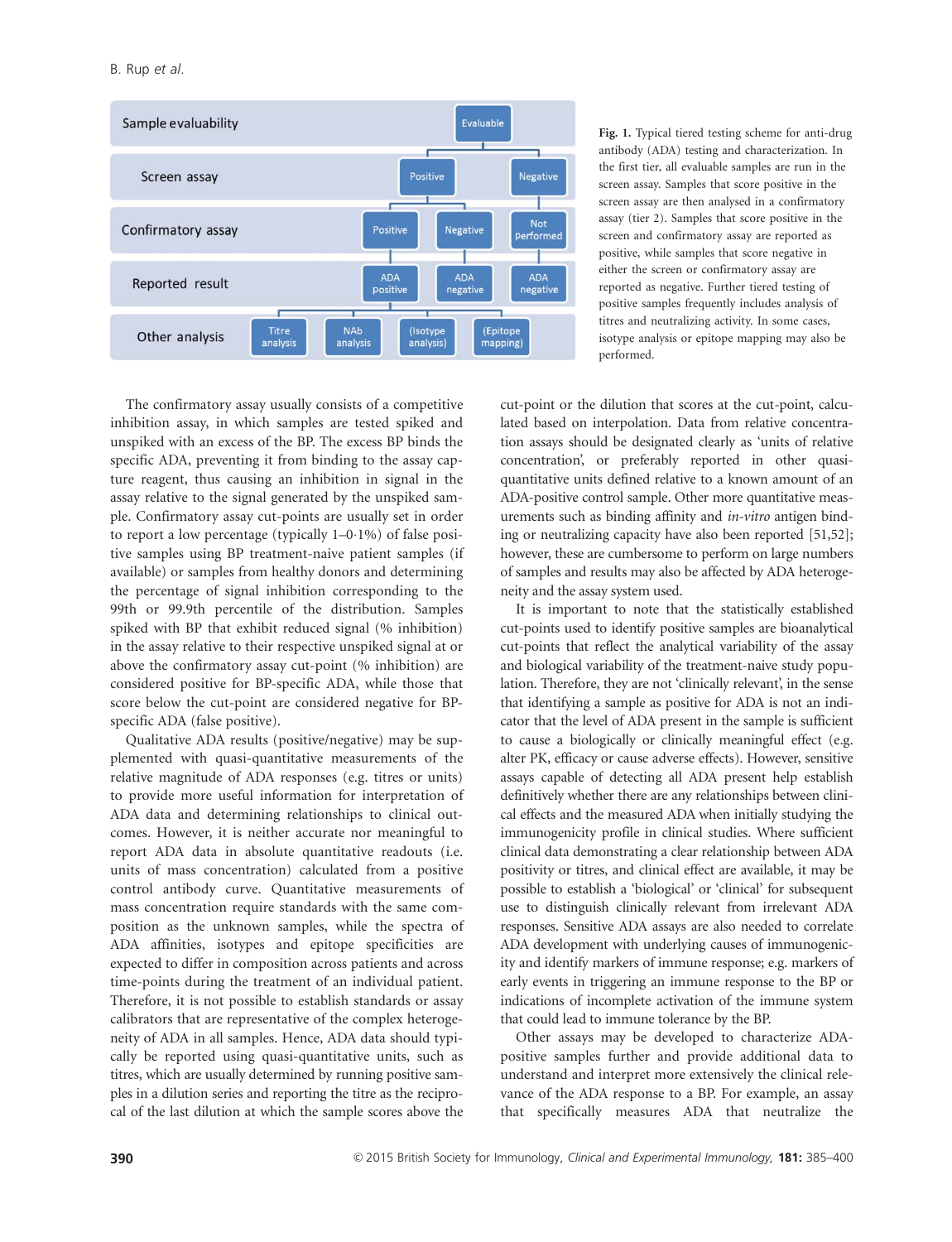Sample evaluability
Evaluable
Screen assay
Positive
Negative
Confirmatory assay
Positive
Negative
Not performed
Reported result
ADA positive
ADA negative
ADA negative
Other analysis
Titre analysis
NAb analysis
(Isotype analysis)
(Epitope mapping)

**Fig. 1.** Typical tiered testing scheme for anti-drug antibody (ADA) testing and characterization. In the first tier, all evaluable samples are run in the screen assay. Samples that score positive in the screen assay are then analysed in a confirmatory assay (tier 2). Samples that score positive in the screen and confirmatory assay are reported as positive, while samples that score negative in either the screen or confirmatory assay are reported as negative. Further tiered testing of positive samples frequently includes analysis of titres and neutralizing activity. In some cases, isotype analysis or epitope mapping may also be performed.

The confirmatory assay usually consists of a competitive inhibition assay, in which samples are tested spiked and unspiked with an excess of the BP. The excess BP binds the specific ADA, preventing it from binding to the assay capture reagent, thus causing an inhibition in signal in the assay relative to the signal generated by the unspiked sample. Confirmatory assay cut-points are usually set in order to report a low percentage (typically 1–0·1%) of false positive samples using BP treatment-naive patient samples (if available) or samples from healthy donors and determining the percentage of signal inhibition corresponding to the 99th or 99.9th percentile of the distribution. Samples spiked with BP that exhibit reduced signal (% inhibition) in the assay relative to their respective unspiked signal at or above the confirmatory assay cut-point (% inhibition) are considered positive for BP-specific ADA, while those that score below the cut-point are considered negative for BP-specific ADA (false positive).

Qualitative ADA results (positive/negative) may be supplemented with quasi-quantitative measurements of the relative magnitude of ADA responses (e.g. titres or units) to provide more useful information for interpretation of ADA data and determining relationships to clinical outcomes. However, it is neither accurate nor meaningful to report ADA data in absolute quantitative readouts (i.e. units of mass concentration) calculated from a positive control antibody curve. Quantitative measurements of mass concentration require standards with the same composition as the unknown samples, while the spectra of ADA affinities, isotypes and epitope specificities are expected to differ in composition across patients and across time-points during the treatment of an individual patient. Therefore, it is not possible to establish standards or assay calibrators that are representative of the complex heterogeneity of ADA in all samples. Hence, ADA data should typically be reported using quasi-quantitative units, such as titres, which are usually determined by running positive samples in a dilution series and reporting the titre as the reciprocal of the last dilution at which the sample scores above the cut-point or the dilution that scores at the cut-point, calculated based on interpolation. Data from relative concentration assays should be designated clearly as 'units of relative concentration', or preferably reported in other quasi-quantitative units defined relative to a known amount of an ADA-positive control sample. Other more quantitative measurements such as binding affinity and *in-vitro* antigen binding or neutralizing capacity have also been reported [51,52]; however, these are cumbersome to perform on large numbers of samples and results may also be affected by ADA heterogeneity and the assay system used.

It is important to note that the statistically established cut-points used to identify positive samples are bioanalytical cut-points that reflect the analytical variability of the assay and biological variability of the treatment-naive study population. Therefore, they are not 'clinically relevant', in the sense that identifying a sample as positive for ADA is not an indicator that the level of ADA present in the sample is sufficient to cause a biologically or clinically meaningful effect (e.g. alter PK, efficacy or cause adverse effects). However, sensitive assays capable of detecting all ADA present help establish definitively whether there are any relationships between clinical effects and the measured ADA when initially studying the immunogenicity profile in clinical studies. Where sufficient clinical data demonstrating a clear relationship between ADA positivity or titres, and clinical effect are available, it may be possible to establish a 'biological' or 'clinical' for subsequent use to distinguish clinically relevant from irrelevant ADA responses. Sensitive ADA assays are also needed to correlate ADA development with underlying causes of immunogenicity and identify markers of immune response; e.g. markers of early events in triggering an immune response to the BP or indications of incomplete activation of the immune system that could lead to immune tolerance by the BP.

Other assays may be developed to characterize ADA-positive samples further and provide additional data to understand and interpret more extensively the clinical relevance of the ADA response to a BP. For example, an assay that specifically measures ADA that neutralize the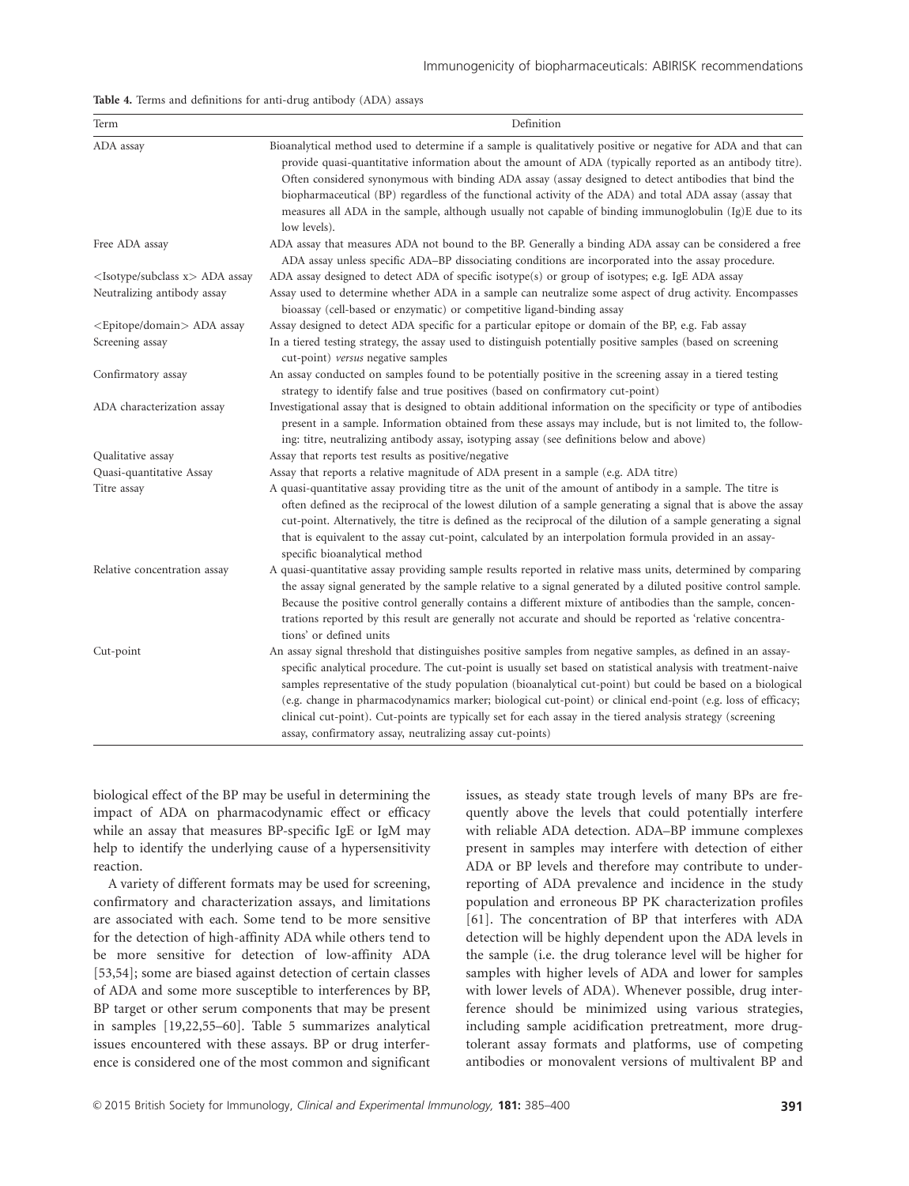**Table 4.** Terms and definitions for anti-drug antibody (ADA) assays

| Term | Definition |
|---|---|
| ADA assay | Bioanalytical method used to determine if a sample is qualitatively positive or negative for ADA and that can provide quasi-quantitative information about the amount of ADA (typically reported as an antibody titre). Often considered synonymous with binding ADA assay (assay designed to detect antibodies that bind the biopharmaceutical (BP) regardless of the functional activity of the ADA) and total ADA assay (assay that measures all ADA in the sample, although usually not capable of binding immunoglobulin (Ig)E due to its low levels). |
| Free ADA assay | ADA assay that measures ADA not bound to the BP. Generally a binding ADA assay can be considered a free ADA assay unless specific ADA–BP dissociating conditions are incorporated into the assay procedure. |
| <Isotype/subclass x> ADA assay | ADA assay designed to detect ADA of specific isotype(s) or group of isotypes; e.g. IgE ADA assay |
| Neutralizing antibody assay | Assay used to determine whether ADA in a sample can neutralize some aspect of drug activity. Encompasses bioassay (cell-based or enzymatic) or competitive ligand-binding assay |
| <Epitope/domain> ADA assay | Assay designed to detect ADA specific for a particular epitope or domain of the BP, e.g. Fab assay |
| Screening assay | In a tiered testing strategy, the assay used to distinguish potentially positive samples (based on screening cut-point) *versus* negative samples |
| Confirmatory assay | An assay conducted on samples found to be potentially positive in the screening assay in a tiered testing strategy to identify false and true positives (based on confirmatory cut-point) |
| ADA characterization assay | Investigational assay that is designed to obtain additional information on the specificity or type of antibodies present in a sample. Information obtained from these assays may include, but is not limited to, the following: titre, neutralizing antibody assay, isotyping assay (see definitions below and above) |
| Qualitative assay | Assay that reports test results as positive/negative |
| Quasi-quantitative Assay | Assay that reports a relative magnitude of ADA present in a sample (e.g. ADA titre) |
| Titre assay | A quasi-quantitative assay providing titre as the unit of the amount of antibody in a sample. The titre is often defined as the reciprocal of the lowest dilution of a sample generating a signal that is above the assay cut-point. Alternatively, the titre is defined as the reciprocal of the dilution of a sample generating a signal that is equivalent to the assay cut-point, calculated by an interpolation formula provided in an assay-specific bioanalytical method |
| Relative concentration assay | A quasi-quantitative assay providing sample results reported in relative mass units, determined by comparing the assay signal generated by the sample relative to a signal generated by a diluted positive control sample. Because the positive control generally contains a different mixture of antibodies than the sample, concentrations reported by this result are generally not accurate and should be reported as 'relative concentrations' or defined units |
| Cut-point | An assay signal threshold that distinguishes positive samples from negative samples, as defined in an assay-specific analytical procedure. The cut-point is usually set based on statistical analysis with treatment-naive samples representative of the study population (bioanalytical cut-point) but could be based on a biological (e.g. change in pharmacodynamics marker; biological cut-point) or clinical end-point (e.g. loss of efficacy; clinical cut-point). Cut-points are typically set for each assay in the tiered analysis strategy (screening assay, confirmatory assay, neutralizing assay cut-points) |

biological effect of the BP may be useful in determining the impact of ADA on pharmacodynamic effect or efficacy while an assay that measures BP-specific IgE or IgM may help to identify the underlying cause of a hypersensitivity reaction.

A variety of different formats may be used for screening, confirmatory and characterization assays, and limitations are associated with each. Some tend to be more sensitive for the detection of high-affinity ADA while others tend to be more sensitive for detection of low-affinity ADA [53,54]; some are biased against detection of certain classes of ADA and some more susceptible to interferences by BP, BP target or other serum components that may be present in samples [19,22,55–60]. Table 5 summarizes analytical issues encountered with these assays. BP or drug interference is considered one of the most common and significant issues, as steady state trough levels of many BPs are frequently above the levels that could potentially interfere with reliable ADA detection. ADA–BP immune complexes present in samples may interfere with detection of either ADA or BP levels and therefore may contribute to under-reporting of ADA prevalence and incidence in the study population and erroneous BP PK characterization profiles [61]. The concentration of BP that interferes with ADA detection will be highly dependent upon the ADA levels in the sample (i.e. the drug tolerance level will be higher for samples with higher levels of ADA and lower for samples with lower levels of ADA). Whenever possible, drug interference should be minimized using various strategies, including sample acidification pretreatment, more drug-tolerant assay formats and platforms, use of competing antibodies or monovalent versions of multivalent BP and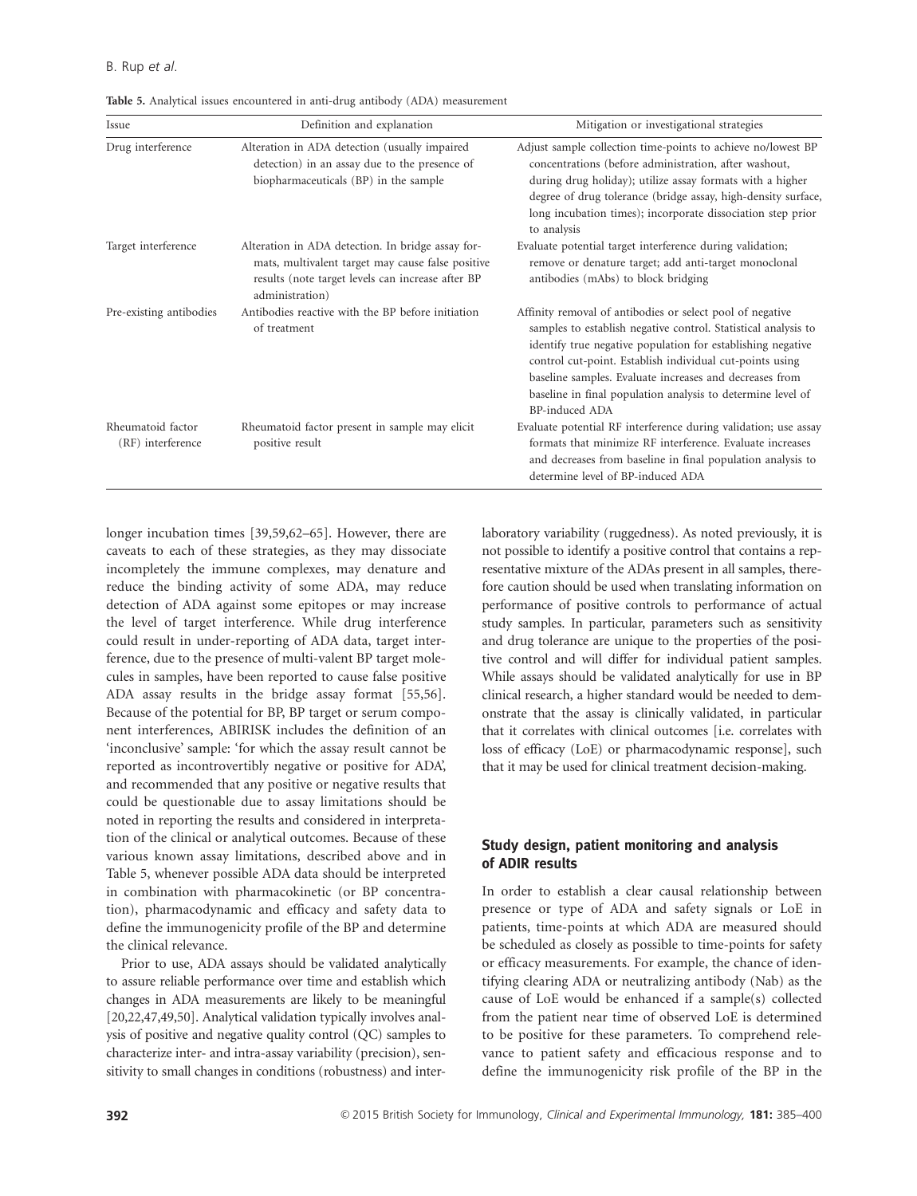**Table 5.** Analytical issues encountered in anti-drug antibody (ADA) measurement

| Issue | Definition and explanation | Mitigation or investigational strategies |
|---|---|---|
| Drug interference | Alteration in ADA detection (usually impaired detection) in an assay due to the presence of biopharmaceuticals (BP) in the sample | Adjust sample collection time-points to achieve no/lowest BP concentrations (before administration, after washout, during drug holiday); utilize assay formats with a higher degree of drug tolerance (bridge assay, high-density surface, long incubation times); incorporate dissociation step prior to analysis |
| Target interference | Alteration in ADA detection. In bridge assay formats, multivalent target may cause false positive results (note target levels can increase after BP administration) | Evaluate potential target interference during validation; remove or denature target; add anti-target monoclonal antibodies (mAbs) to block bridging |
| Pre-existing antibodies | Antibodies reactive with the BP before initiation of treatment | Affinity removal of antibodies or select pool of negative samples to establish negative control. Statistical analysis to identify true negative population for establishing negative control cut-point. Establish individual cut-points using baseline samples. Evaluate increases and decreases from baseline in final population analysis to determine level of BP-induced ADA |
| Rheumatoid factor (RF) interference | Rheumatoid factor present in sample may elicit positive result | Evaluate potential RF interference during validation; use assay formats that minimize RF interference. Evaluate increases and decreases from baseline in final population analysis to determine level of BP-induced ADA |

longer incubation times [39,59,62–65]. However, there are caveats to each of these strategies, as they may dissociate incompletely the immune complexes, may denature and reduce the binding activity of some ADA, may reduce detection of ADA against some epitopes or may increase the level of target interference. While drug interference could result in under-reporting of ADA data, target interference, due to the presence of multi-valent BP target molecules in samples, have been reported to cause false positive ADA assay results in the bridge assay format [55,56]. Because of the potential for BP, BP target or serum component interferences, ABIRISK includes the definition of an 'inconclusive' sample: 'for which the assay result cannot be reported as incontrovertibly negative or positive for ADA', and recommended that any positive or negative results that could be questionable due to assay limitations should be noted in reporting the results and considered in interpretation of the clinical or analytical outcomes. Because of these various known assay limitations, described above and in Table 5, whenever possible ADA data should be interpreted in combination with pharmacokinetic (or BP concentration), pharmacodynamic and efficacy and safety data to define the immunogenicity profile of the BP and determine the clinical relevance.

Prior to use, ADA assays should be validated analytically to assure reliable performance over time and establish which changes in ADA measurements are likely to be meaningful [20,22,47,49,50]. Analytical validation typically involves analysis of positive and negative quality control (QC) samples to characterize inter- and intra-assay variability (precision), sensitivity to small changes in conditions (robustness) and inter-laboratory variability (ruggedness). As noted previously, it is not possible to identify a positive control that contains a representative mixture of the ADAs present in all samples, therefore caution should be used when translating information on performance of positive controls to performance of actual study samples. In particular, parameters such as sensitivity and drug tolerance are unique to the properties of the positive control and will differ for individual patient samples. While assays should be validated analytically for use in BP clinical research, a higher standard would be needed to demonstrate that the assay is clinically validated, in particular that it correlates with clinical outcomes [i.e. correlates with loss of efficacy (LoE) or pharmacodynamic response], such that it may be used for clinical treatment decision-making.

## Study design, patient monitoring and analysis of ADIR results

In order to establish a clear causal relationship between presence or type of ADA and safety signals or LoE in patients, time-points at which ADA are measured should be scheduled as closely as possible to time-points for safety or efficacy measurements. For example, the chance of identifying clearing ADA or neutralizing antibody (Nab) as the cause of LoE would be enhanced if a sample(s) collected from the patient near time of observed LoE is determined to be positive for these parameters. To comprehend relevance to patient safety and efficacious response and to define the immunogenicity risk profile of the BP in the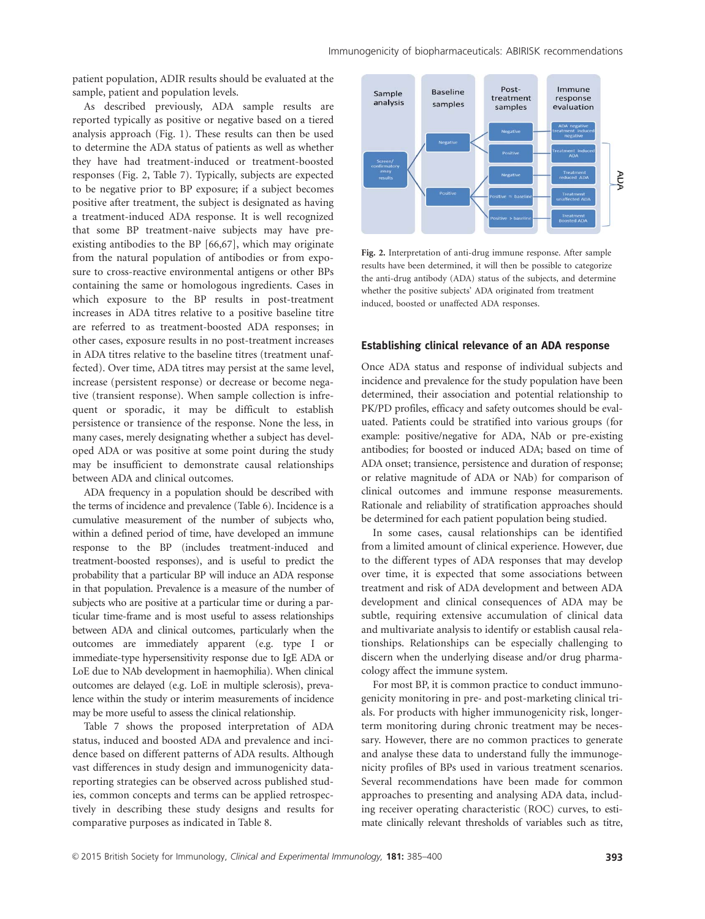patient population, ADIR results should be evaluated at the sample, patient and population levels.

As described previously, ADA sample results are reported typically as positive or negative based on a tiered analysis approach (Fig. 1). These results can then be used to determine the ADA status of patients as well as whether they have had treatment-induced or treatment-boosted responses (Fig. 2, Table 7). Typically, subjects are expected to be negative prior to BP exposure; if a subject becomes positive after treatment, the subject is designated as having a treatment-induced ADA response. It is well recognized that some BP treatment-naive subjects may have pre-existing antibodies to the BP [66,67], which may originate from the natural population of antibodies or from exposure to cross-reactive environmental antigens or other BPs containing the same or homologous ingredients. Cases in which exposure to the BP results in post-treatment increases in ADA titres relative to a positive baseline titre are referred to as treatment-boosted ADA responses; in other cases, exposure results in no post-treatment increases in ADA titres relative to the baseline titres (treatment unaffected). Over time, ADA titres may persist at the same level, increase (persistent response) or decrease or become negative (transient response). When sample collection is infrequent or sporadic, it may be difficult to establish persistence or transience of the response. None the less, in many cases, merely designating whether a subject has developed ADA or was positive at some point during the study may be insufficient to demonstrate causal relationships between ADA and clinical outcomes.

ADA frequency in a population should be described with the terms of incidence and prevalence (Table 6). Incidence is a cumulative measurement of the number of subjects who, within a defined period of time, have developed an immune response to the BP (includes treatment-induced and treatment-boosted responses), and is useful to predict the probability that a particular BP will induce an ADA response in that population. Prevalence is a measure of the number of subjects who are positive at a particular time or during a particular time-frame and is most useful to assess relationships between ADA and clinical outcomes, particularly when the outcomes are immediately apparent (e.g. type I or immediate-type hypersensitivity response due to IgE ADA or LoE due to NAb development in haemophilia). When clinical outcomes are delayed (e.g. LoE in multiple sclerosis), prevalence within the study or interim measurements of incidence may be more useful to assess the clinical relationship.

Table 7 shows the proposed interpretation of ADA status, induced and boosted ADA and prevalence and incidence based on different patterns of ADA results. Although vast differences in study design and immunogenicity data-reporting strategies can be observed across published studies, common concepts and terms can be applied retrospectively in describing these study designs and results for comparative purposes as indicated in Table 8.

| Sample analysis | Baseline samples | Post-treatment samples | Immune response evaluation |
|---|---|---|---|
| Screen/confirmatory assay results | Negative | Negative | ADA negative treatment induced negative |
| | | Positive | Treatment induced ADA |
| | Positive | Negative | Treatment reduced ADA |
| | | Positive ≈ baseline | Treatment unaffected ADA |
| | | Positive > baseline | Treatment boosted ADA |

Fig. 2. Interpretation of anti-drug immune response. After sample results have been determined, it will then be possible to categorize the anti-drug antibody (ADA) status of the subjects, and determine whether the positive subjects' ADA originated from treatment induced, boosted or unaffected ADA responses.

## Establishing clinical relevance of an ADA response

Once ADA status and response of individual subjects and incidence and prevalence for the study population have been determined, their association and potential relationship to PK/PD profiles, efficacy and safety outcomes should be evaluated. Patients could be stratified into various groups (for example: positive/negative for ADA, NAb or pre-existing antibodies; for boosted or induced ADA; based on time of ADA onset; transience, persistence and duration of response; or relative magnitude of ADA or NAb) for comparison of clinical outcomes and immune response measurements. Rationale and reliability of stratification approaches should be determined for each patient population being studied.

In some cases, causal relationships can be identified from a limited amount of clinical experience. However, due to the different types of ADA responses that may develop over time, it is expected that some associations between treatment and risk of ADA development and between ADA development and clinical consequences of ADA may be subtle, requiring extensive accumulation of clinical data and multivariate analysis to identify or establish causal relationships. Relationships can be especially challenging to discern when the underlying disease and/or drug pharmacology affect the immune system.

For most BP, it is common practice to conduct immunogenicity monitoring in pre- and post-marketing clinical trials. For products with higher immunogenicity risk, longer-term monitoring during chronic treatment may be necessary. However, there are no common practices to generate and analyse these data to understand fully the immunogenicity profiles of BPs used in various treatment scenarios. Several recommendations have been made for common approaches to presenting and analysing ADA data, including receiver operating characteristic (ROC) curves, to estimate clinically relevant thresholds of variables such as titre,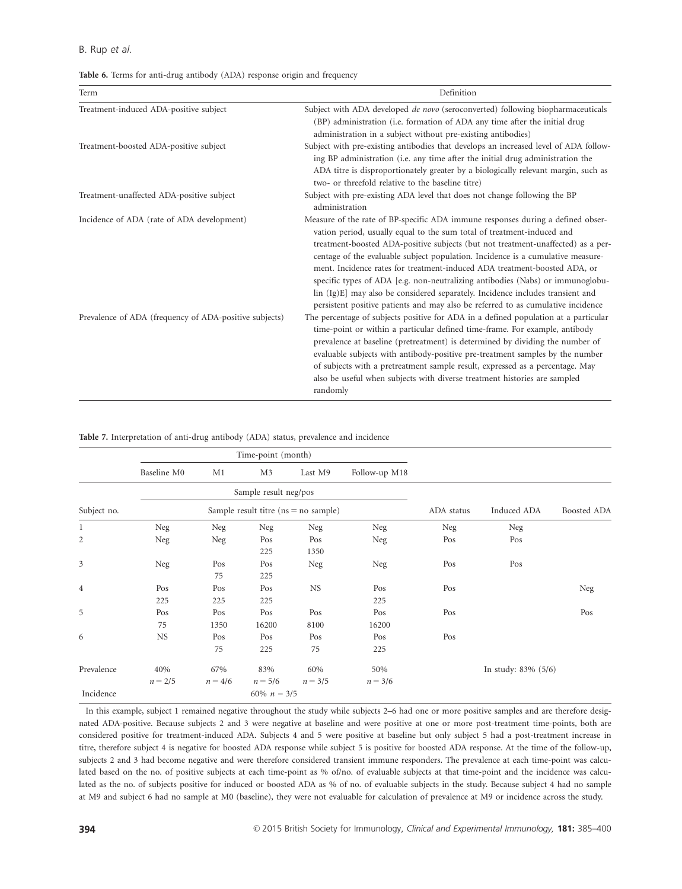**Table 6.** Terms for anti-drug antibody (ADA) response origin and frequency

| Term | Definition |
|---|---|
| Treatment-induced ADA-positive subject | Subject with ADA developed *de novo* (seroconverted) following biopharmaceuticals (BP) administration (i.e. formation of ADA any time after the initial drug administration in a subject without pre-existing antibodies) |
| Treatment-boosted ADA-positive subject | Subject with pre-existing antibodies that develops an increased level of ADA following BP administration (i.e. any time after the initial drug administration the ADA titre is disproportionately greater by a biologically relevant margin, such as two- or threefold relative to the baseline titre) |
| Treatment-unaffected ADA-positive subject | Subject with pre-existing ADA level that does not change following the BP administration |
| Incidence of ADA (rate of ADA development) | Measure of the rate of BP-specific ADA immune responses during a defined observation period, usually equal to the sum total of treatment-induced and treatment-boosted ADA-positive subjects (but not treatment-unaffected) as a percentage of the evaluable subject population. Incidence is a cumulative measurement. Incidence rates for treatment-induced ADA treatment-boosted ADA, or specific types of ADA [e.g. non-neutralizing antibodies (Nabs) or immunoglobulin (Ig)E] may also be considered separately. Incidence includes transient and persistent positive patients and may also be referred to as cumulative incidence |
| Prevalence of ADA (frequency of ADA-positive subjects) | The percentage of subjects positive for ADA in a defined population at a particular time-point or within a particular defined time-frame. For example, antibody prevalence at baseline (pretreatment) is determined by dividing the number of evaluable subjects with antibody-positive pre-treatment samples by the number of subjects with a pretreatment sample result, expressed as a percentage. May also be useful when subjects with diverse treatment histories are sampled randomly |

**Table 7.** Interpretation of anti-drug antibody (ADA) status, prevalence and incidence

| | Time-point (month) | | | | | | | |
|---|---|---|---|---|---|---|---|---|
| | Baseline M0 | M1 | M3 | Last M9 | Follow-up M18 | | | |
| | Sample result neg/pos | | | | | | | |
| Subject no. | Sample result titre (ns = no sample) | | | | | ADA status | Induced ADA | Boosted ADA |
| 1 | Neg | Neg | Neg | Neg | Neg | Neg | Neg | |
| 2 | Neg | Neg | Pos 225 | Pos 1350 | Neg | Pos | Pos | |
| 3 | Neg | Pos 75 | Pos 225 | Neg | Neg | Pos | Pos | |
| 4 | Pos 225 | Pos 225 | Pos 225 | NS | Pos 225 | Pos | | Neg |
| 5 | Pos 75 | Pos 1350 | Pos 16200 | Pos 8100 | Pos 16200 | Pos | | Pos |
| 6 | NS | Pos 75 | Pos 225 | Pos 75 | Pos 225 | Pos | | |
| Prevalence | 40% $n = 2/5$ | 67% $n = 4/6$ | 83% $n = 5/6$ | 60% $n = 3/5$ | 50% $n = 3/6$ | | In study: 83% (5/6) | |
| Incidence | | | 60% $n = 3/5$ | | | | | |

In this example, subject 1 remained negative throughout the study while subjects 2–6 had one or more positive samples and are therefore designated ADA-positive. Because subjects 2 and 3 were negative at baseline and were positive at one or more post-treatment time-points, both are considered positive for treatment-induced ADA. Subjects 4 and 5 were positive at baseline but only subject 5 had a post-treatment increase in titre, therefore subject 4 is negative for boosted ADA response while subject 5 is positive for boosted ADA response. At the time of the follow-up, subjects 2 and 3 had become negative and were therefore considered transient immune responders. The prevalence at each time-point was calculated based on the no. of positive subjects at each time-point as % of/no. of evaluable subjects at that time-point and the incidence was calculated as the no. of subjects positive for induced or boosted ADA as % of no. of evaluable subjects in the study. Because subject 4 had no sample at M9 and subject 6 had no sample at M0 (baseline), they were not evaluable for calculation of prevalence at M9 or incidence across the study.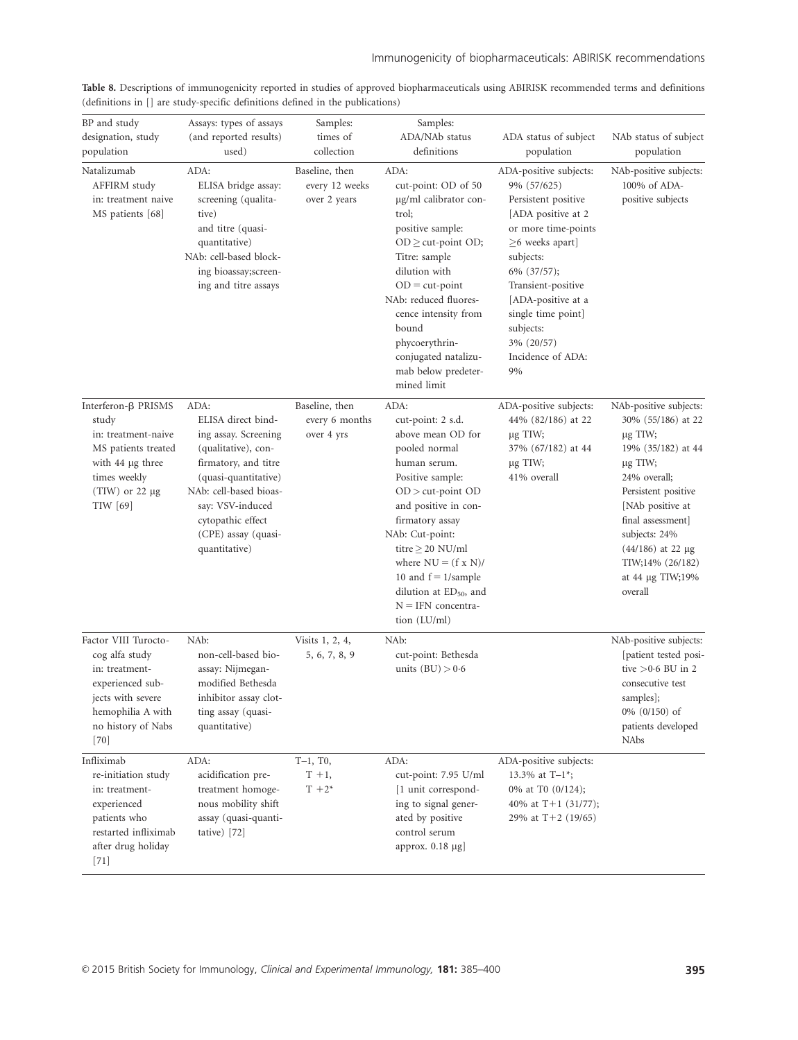**Table 8.** Descriptions of immunogenicity reported in studies of approved biopharmaceuticals using ABIRISK recommended terms and definitions (definitions in [] are study-specific definitions defined in the publications)

| BP and study designation, study population | Assays: types of assays (and reported results) used) | Samples: times of collection | Samples: ADA/NAb status definitions | ADA status of subject population | NAb status of subject population |
|---|---|---|---|---|---|
| Natalizumab AFFIRM study in: treatment naive MS patients [68] | ADA: ELISA bridge assay: screening (qualitative) and titre (quasi-quantitative) NAb: cell-based blocking bioassay;screening and titre assays | Baseline, then every 12 weeks over 2 years | ADA: cut-point: OD of 50 μg/ml calibrator control; positive sample: OD ≥ cut-point OD; Titre: sample dilution with OD = cut-point NAb: reduced fluorescence intensity from bound phycoerythrin-conjugated natalizumab below predetermined limit | ADA-positive subjects: 9% (57/625) Persistent positive [ADA positive at 2 or more time-points ≥6 weeks apart] subjects: 6% (37/57); Transient-positive [ADA-positive at a single time point] subjects: 3% (20/57) Incidence of ADA: 9% | NAb-positive subjects: 100% of ADA-positive subjects |
| Interferon-β PRISMS study in: treatment-naive MS patients treated with 44 μg three times weekly (TIW) or 22 μg TIW [69] | ADA: ELISA direct binding assay. Screening (qualitative), confirmatory, and titre (quasi-quantitative) NAb: cell-based bioassay: VSV-induced cytopathic effect (CPE) assay (quasi-quantitative) | Baseline, then every 6 months over 4 yrs | ADA: cut-point: 2 s.d. above mean OD for pooled normal human serum. Positive sample: OD > cut-point OD and positive in confirmatory assay NAb: Cut-point: titre ≥ 20 NU/ml where NU = (f x N)/10 and f = 1/sample dilution at $ED_{50}$, and N = IFN concentration (LU/ml) | ADA-positive subjects: 44% (82/186) at 22 μg TIW; 37% (67/182) at 44 μg TIW; 41% overall | NAb-positive subjects: 30% (55/186) at 22 μg TIW; 19% (35/182) at 44 μg TIW; 24% overall; Persistent positive [NAb positive at final assessment] subjects: 24% (44/186) at 22 μg TIW;14% (26/182) at 44 μg TIW;19% overall |
| Factor VIII Turoctocog alfa study in: treatment-experienced subjects with severe hemophilia A with no history of Nabs [70] | NAb: non-cell-based bioassay: Nijmegan-modified Bethesda inhibitor assay clotting assay (quasi-quantitative) | Visits 1, 2, 4, 5, 6, 7, 8, 9 | NAb: cut-point: Bethesda units (BU) > 0·6 | | NAb-positive subjects: [patient tested positive >0·6 BU in 2 consecutive test samples]; 0% (0/150) of patients developed NAbs |
| Infliximab re-initiation study in: treatment-experienced patients who restarted infliximab after drug holiday [71] | ADA: acidification pre-treatment homogenous mobility shift assay (quasi-quantitative) [72] | T–1, T0, T +1, T +2* | ADA: cut-point: 7.95 U/ml [1 unit corresponding to signal generated by positive control serum approx. 0.18 μg] | ADA-positive subjects: 13.3% at T–1*; 0% at T0 (0/124); 40% at T+1 (31/77); 29% at T+2 (19/65) | |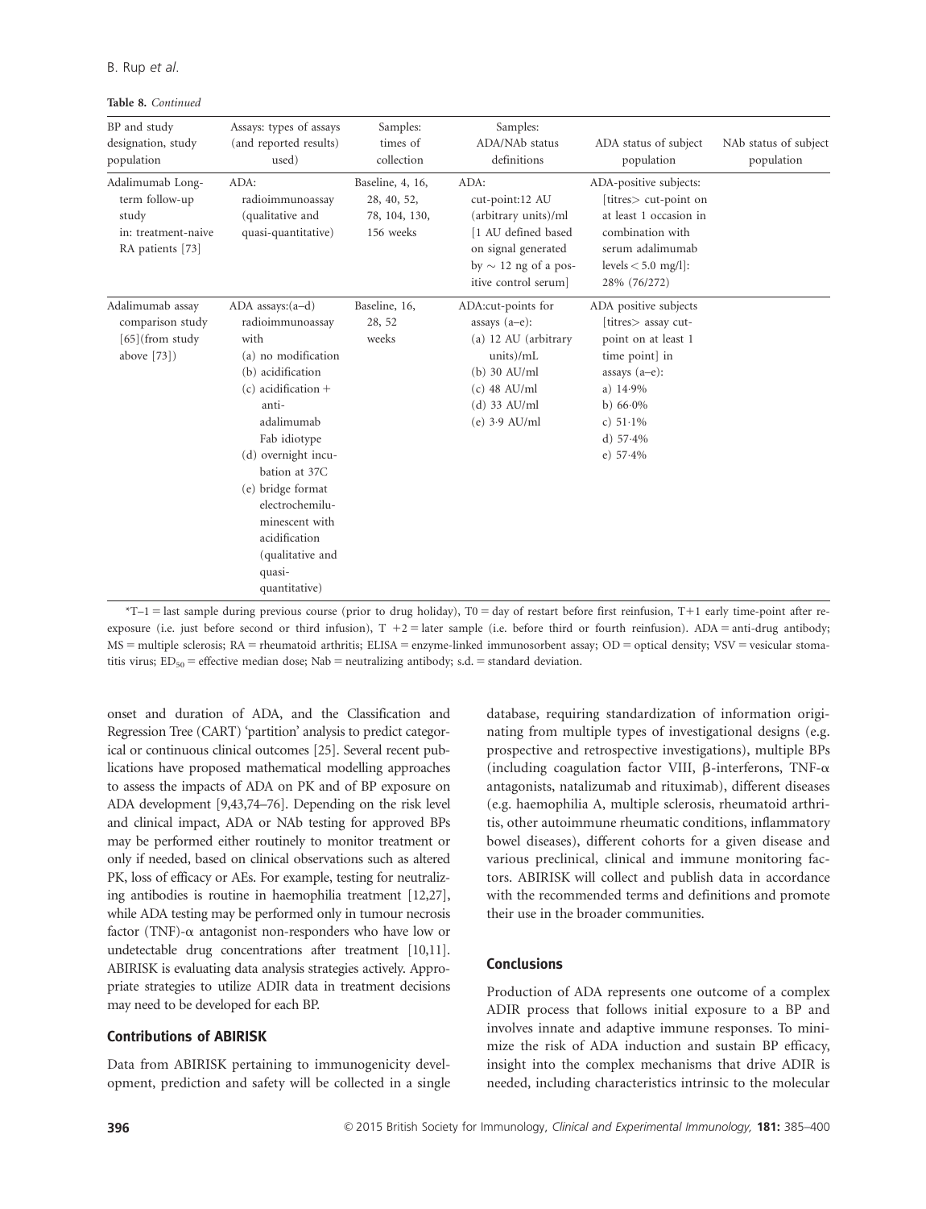**Table 8.** *Continued*

| BP and study designation, study population | Assays: types of assays (and reported results) used) | Samples: times of collection | Samples: ADA/NAb status definitions | ADA status of subject population | NAb status of subject population |
|---|---|---|---|---|---|
| Adalimumab Long-term follow-up study in: treatment-naive RA patients [73] | ADA: radioimmunoassay (qualitative and quasi-quantitative) | Baseline, 4, 16, 28, 40, 52, 78, 104, 130, 156 weeks | ADA: cut-point:12 AU (arbitrary units)/ml [1 AU defined based on signal generated by ∼ 12 ng of a positive control serum] | ADA-positive subjects: [titres> cut-point on at least 1 occasion in combination with serum adalimumab levels < 5.0 mg/l]: 28% (76/272) | |
| Adalimumab assay comparison study [65](from study above [73]) | ADA assays:(a–d) radioimmunoassay with (a) no modification (b) acidification (c) acidification + anti-adalimumab Fab idiotype (d) overnight incubation at 37C (e) bridge format electrochemiluminescent with acidification (qualitative and quasi-quantitative) | Baseline, 16, 28, 52 weeks | ADA:cut-points for assays (a–e): (a) 12 AU (arbitrary units)/mL (b) 30 AU/ml (c) 48 AU/ml (d) 33 AU/ml (e) 3·9 AU/ml | ADA positive subjects [titres> assay cut-point on at least 1 time point] in assays (a–e): a) 14·9% b) 66·0% c) 51·1% d) 57·4% e) 57·4% | |

*T–1 = last sample during previous course (prior to drug holiday), T0 = day of restart before first reinfusion, T+1 early time-point after re-exposure (i.e. just before second or third infusion), T +2 = later sample (i.e. before third or fourth reinfusion). ADA = anti-drug antibody; MS = multiple sclerosis; RA = rheumatoid arthritis; ELISA = enzyme-linked immunosorbent assay; OD = optical density; VSV = vesicular stomatitis virus; $ED_{50}$ = effective median dose; Nab = neutralizing antibody; s.d. = standard deviation.

onset and duration of ADA, and the Classification and Regression Tree (CART) 'partition' analysis to predict categorical or continuous clinical outcomes [25]. Several recent publications have proposed mathematical modelling approaches to assess the impacts of ADA on PK and of BP exposure on ADA development [9,43,74–76]. Depending on the risk level and clinical impact, ADA or NAb testing for approved BPs may be performed either routinely to monitor treatment or only if needed, based on clinical observations such as altered PK, loss of efficacy or AEs. For example, testing for neutralizing antibodies is routine in haemophilia treatment [12,27], while ADA testing may be performed only in tumour necrosis factor (TNF)-α antagonist non-responders who have low or undetectable drug concentrations after treatment [10,11]. ABIRISK is evaluating data analysis strategies actively. Appropriate strategies to utilize ADIR data in treatment decisions may need to be developed for each BP.

### Contributions of ABIRISK

Data from ABIRISK pertaining to immunogenicity development, prediction and safety will be collected in a single database, requiring standardization of information originating from multiple types of investigational designs (e.g. prospective and retrospective investigations), multiple BPs (including coagulation factor VIII, β-interferons, TNF-α antagonists, natalizumab and rituximab), different diseases (e.g. haemophilia A, multiple sclerosis, rheumatoid arthritis, other autoimmune rheumatic conditions, inflammatory bowel diseases), different cohorts for a given disease and various preclinical, clinical and immune monitoring factors. ABIRISK will collect and publish data in accordance with the recommended terms and definitions and promote their use in the broader communities.

## Conclusions

Production of ADA represents one outcome of a complex ADIR process that follows initial exposure to a BP and involves innate and adaptive immune responses. To minimize the risk of ADA induction and sustain BP efficacy, insight into the complex mechanisms that drive ADIR is needed, including characteristics intrinsic to the molecular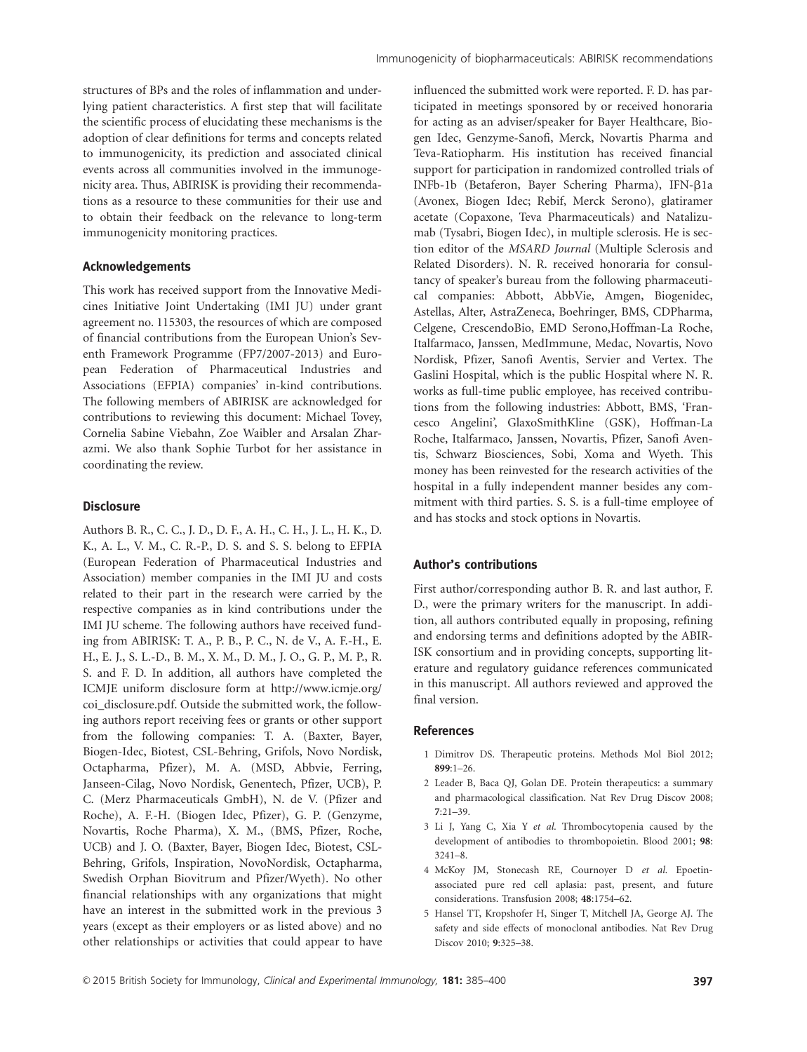structures of BPs and the roles of inflammation and underlying patient characteristics. A first step that will facilitate the scientific process of elucidating these mechanisms is the adoption of clear definitions for terms and concepts related to immunogenicity, its prediction and associated clinical events across all communities involved in the immunogenicity area. Thus, ABIRISK is providing their recommendations as a resource to these communities for their use and to obtain their feedback on the relevance to long-term immunogenicity monitoring practices.

## Acknowledgements

This work has received support from the Innovative Medicines Initiative Joint Undertaking (IMI JU) under grant agreement no. 115303, the resources of which are composed of financial contributions from the European Union's Seventh Framework Programme (FP7/2007-2013) and European Federation of Pharmaceutical Industries and Associations (EFPIA) companies' in-kind contributions. The following members of ABIRISK are acknowledged for contributions to reviewing this document: Michael Tovey, Cornelia Sabine Viebahn, Zoe Waibler and Arsalan Zharazmi. We also thank Sophie Turbot for her assistance in coordinating the review.

## Disclosure

Authors B. R., C. C., J. D., D. F., A. H., C. H., J. L., H. K., D. K., A. L., V. M., C. R.-P., D. S. and S. S. belong to EFPIA (European Federation of Pharmaceutical Industries and Association) member companies in the IMI JU and costs related to their part in the research were carried by the respective companies as in kind contributions under the IMI JU scheme. The following authors have received funding from ABIRISK: T. A., P. B., P. C., N. de V., A. F.-H., E. H., E. J., S. L.-D., B. M., X. M., D. M., J. O., G. P., M. P., R. S. and F. D. In addition, all authors have completed the ICMJE uniform disclosure form at http://www.icmje.org/coi_disclosure.pdf. Outside the submitted work, the following authors report receiving fees or grants or other support from the following companies: T. A. (Baxter, Bayer, Biogen-Idec, Biotest, CSL-Behring, Grifols, Novo Nordisk, Octapharma, Pfizer), M. A. (MSD, Abbvie, Ferring, Janseen-Cilag, Novo Nordisk, Genentech, Pfizer, UCB), P. C. (Merz Pharmaceuticals GmbH), N. de V. (Pfizer and Roche), A. F.-H. (Biogen Idec, Pfizer), G. P. (Genzyme, Novartis, Roche Pharma), X. M., (BMS, Pfizer, Roche, UCB) and J. O. (Baxter, Bayer, Biogen Idec, Biotest, CSL-Behring, Grifols, Inspiration, NovoNordisk, Octapharma, Swedish Orphan Biovitrum and Pfizer/Wyeth). No other financial relationships with any organizations that might have an interest in the submitted work in the previous 3 years (except as their employers or as listed above) and no other relationships or activities that could appear to have influenced the submitted work were reported. F. D. has participated in meetings sponsored by or received honoraria for acting as an adviser/speaker for Bayer Healthcare, Biogen Idec, Genzyme-Sanofi, Merck, Novartis Pharma and Teva-Ratiopharm. His institution has received financial support for participation in randomized controlled trials of INFb-1b (Betaferon, Bayer Schering Pharma), IFN-β1a (Avonex, Biogen Idec; Rebif, Merck Serono), glatiramer acetate (Copaxone, Teva Pharmaceuticals) and Natalizumab (Tysabri, Biogen Idec), in multiple sclerosis. He is section editor of the *MSARD Journal* (Multiple Sclerosis and Related Disorders). N. R. received honoraria for consultancy of speaker's bureau from the following pharmaceutical companies: Abbott, AbbVie, Amgen, Biogenidec, Astellas, Alter, AstraZeneca, Boehringer, BMS, CDPharma, Celgene, CrescendoBio, EMD Serono,Hoffman-La Roche, Italfarmaco, Janssen, MedImmune, Medac, Novartis, Novo Nordisk, Pfizer, Sanofi Aventis, Servier and Vertex. The Gaslini Hospital, which is the public Hospital where N. R. works as full-time public employee, has received contributions from the following industries: Abbott, BMS, 'Francesco Angelini', GlaxoSmithKline (GSK), Hoffman-La Roche, Italfarmaco, Janssen, Novartis, Pfizer, Sanofi Aventis, Schwarz Biosciences, Sobi, Xoma and Wyeth. This money has been reinvested for the research activities of the hospital in a fully independent manner besides any commitment with third parties. S. S. is a full-time employee of and has stocks and stock options in Novartis.

## Author's contributions

First author/corresponding author B. R. and last author, F. D., were the primary writers for the manuscript. In addition, all authors contributed equally in proposing, refining and endorsing terms and definitions adopted by the ABIRISK consortium and in providing concepts, supporting literature and regulatory guidance references communicated in this manuscript. All authors reviewed and approved the final version.

## References

1 Dimitrov DS. Therapeutic proteins. Methods Mol Biol 2012; **899**:1–26.

2 Leader B, Baca QJ, Golan DE. Protein therapeutics: a summary and pharmacological classification. Nat Rev Drug Discov 2008; **7**:21–39.

3 Li J, Yang C, Xia Y *et al.* Thrombocytopenia caused by the development of antibodies to thrombopoietin. Blood 2001; **98**: 3241–8.

4 McKoy JM, Stonecash RE, Cournoyer D *et al.* Epoetin-associated pure red cell aplasia: past, present, and future considerations. Transfusion 2008; **48**:1754–62.

5 Hansel TT, Kropshofer H, Singer T, Mitchell JA, George AJ. The safety and side effects of monoclonal antibodies. Nat Rev Drug Discov 2010; **9**:325–38.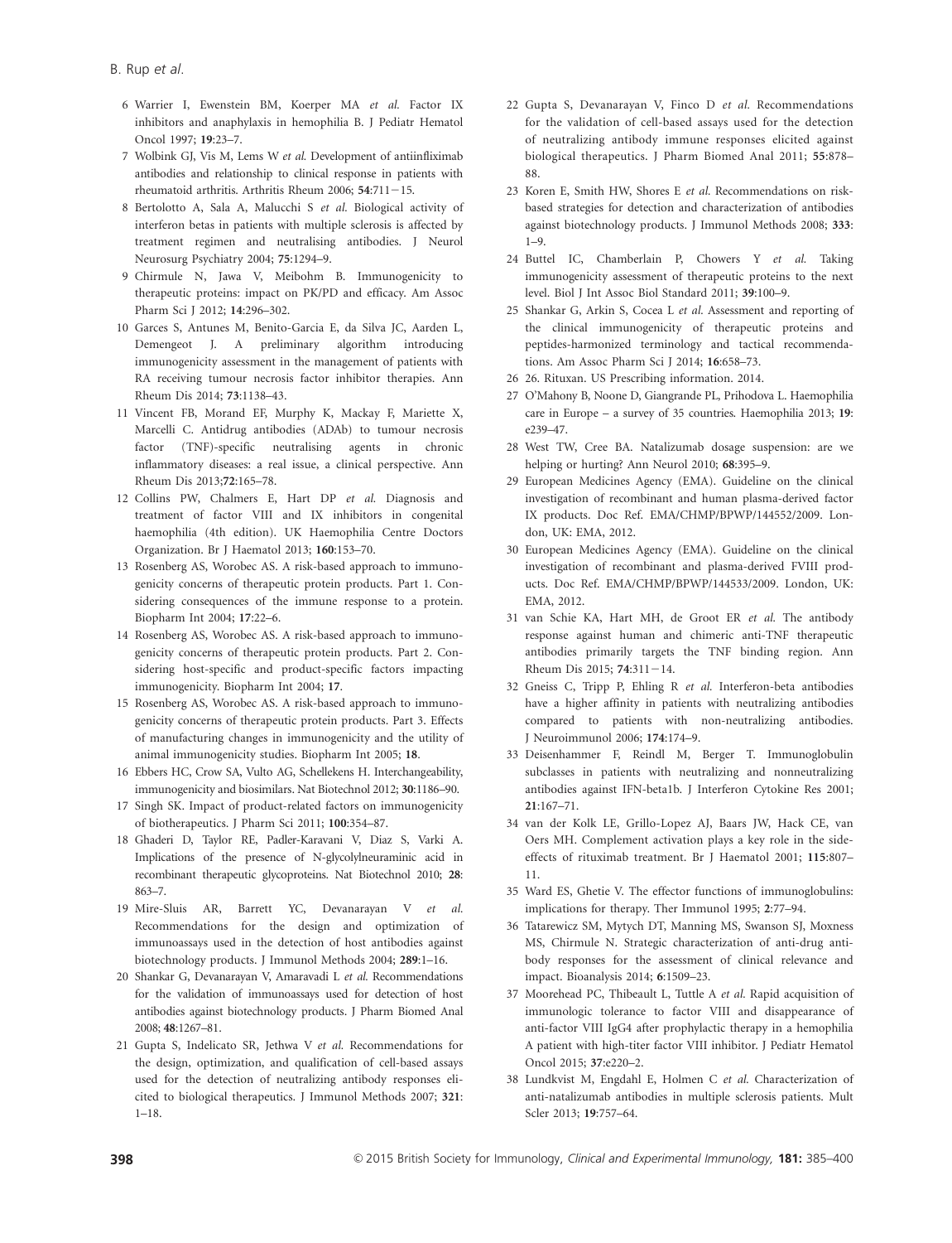6 Warrier I, Ewenstein BM, Koerper MA *et al.* Factor IX inhibitors and anaphylaxis in hemophilia B. J Pediatr Hematol Oncol 1997; **19**:23–7.

7 Wolbink GJ, Vis M, Lems W *et al.* Development of antiinfliximab antibodies and relationship to clinical response in patients with rheumatoid arthritis. Arthritis Rheum 2006; **54**:711−15.

8 Bertolotto A, Sala A, Malucchi S *et al.* Biological activity of interferon betas in patients with multiple sclerosis is affected by treatment regimen and neutralising antibodies. J Neurol Neurosurg Psychiatry 2004; **75**:1294–9.

9 Chirmule N, Jawa V, Meibohm B. Immunogenicity to therapeutic proteins: impact on PK/PD and efficacy. Am Assoc Pharm Sci J 2012; **14**:296–302.

10 Garces S, Antunes M, Benito-Garcia E, da Silva JC, Aarden L, Demengeot J. A preliminary algorithm introducing immunogenicity assessment in the management of patients with RA receiving tumour necrosis factor inhibitor therapies. Ann Rheum Dis 2014; **73**:1138–43.

11 Vincent FB, Morand EF, Murphy K, Mackay F, Mariette X, Marcelli C. Antidrug antibodies (ADAb) to tumour necrosis factor (TNF)-specific neutralising agents in chronic inflammatory diseases: a real issue, a clinical perspective. Ann Rheum Dis 2013;**72**:165–78.

12 Collins PW, Chalmers E, Hart DP *et al.* Diagnosis and treatment of factor VIII and IX inhibitors in congenital haemophilia (4th edition). UK Haemophilia Centre Doctors Organization. Br J Haematol 2013; **160**:153–70.

13 Rosenberg AS, Worobec AS. A risk-based approach to immunogenicity concerns of therapeutic protein products. Part 1. Considering consequences of the immune response to a protein. Biopharm Int 2004; **17**:22–6.

14 Rosenberg AS, Worobec AS. A risk-based approach to immunogenicity concerns of therapeutic protein products. Part 2. Considering host-specific and product-specific factors impacting immunogenicity. Biopharm Int 2004; **17**.

15 Rosenberg AS, Worobec AS. A risk-based approach to immunogenicity concerns of therapeutic protein products. Part 3. Effects of manufacturing changes in immunogenicity and the utility of animal immunogenicity studies. Biopharm Int 2005; **18**.

16 Ebbers HC, Crow SA, Vulto AG, Schellekens H. Interchangeability, immunogenicity and biosimilars. Nat Biotechnol 2012; **30**:1186–90.

17 Singh SK. Impact of product-related factors on immunogenicity of biotherapeutics. J Pharm Sci 2011; **100**:354–87.

18 Ghaderi D, Taylor RE, Padler-Karavani V, Diaz S, Varki A. Implications of the presence of N-glycolylneuraminic acid in recombinant therapeutic glycoproteins. Nat Biotechnol 2010; **28**: 863–7.

19 Mire-Sluis AR, Barrett YC, Devanarayan V *et al.* Recommendations for the design and optimization of immunoassays used in the detection of host antibodies against biotechnology products. J Immunol Methods 2004; **289**:1–16.

20 Shankar G, Devanarayan V, Amaravadi L *et al.* Recommendations for the validation of immunoassays used for detection of host antibodies against biotechnology products. J Pharm Biomed Anal 2008; **48**:1267–81.

21 Gupta S, Indelicato SR, Jethwa V *et al.* Recommendations for the design, optimization, and qualification of cell-based assays used for the detection of neutralizing antibody responses elicited to biological therapeutics. J Immunol Methods 2007; **321**: 1–18.

22 Gupta S, Devanarayan V, Finco D *et al.* Recommendations for the validation of cell-based assays used for the detection of neutralizing antibody immune responses elicited against biological therapeutics. J Pharm Biomed Anal 2011; **55**:878–88.

23 Koren E, Smith HW, Shores E *et al.* Recommendations on risk-based strategies for detection and characterization of antibodies against biotechnology products. J Immunol Methods 2008; **333**: 1–9.

24 Buttel IC, Chamberlain P, Chowers Y *et al.* Taking immunogenicity assessment of therapeutic proteins to the next level. Biol J Int Assoc Biol Standard 2011; **39**:100–9.

25 Shankar G, Arkin S, Cocea L *et al.* Assessment and reporting of the clinical immunogenicity of therapeutic proteins and peptides-harmonized terminology and tactical recommendations. Am Assoc Pharm Sci J 2014; **16**:658–73.

26 26. Rituxan. US Prescribing information. 2014.

27 O'Mahony B, Noone D, Giangrande PL, Prihodova L. Haemophilia care in Europe – a survey of 35 countries. Haemophilia 2013; **19**: e239–47.

28 West TW, Cree BA. Natalizumab dosage suspension: are we helping or hurting? Ann Neurol 2010; **68**:395–9.

29 European Medicines Agency (EMA). Guideline on the clinical investigation of recombinant and human plasma-derived factor IX products. Doc Ref. EMA/CHMP/BPWP/144552/2009. London, UK: EMA, 2012.

30 European Medicines Agency (EMA). Guideline on the clinical investigation of recombinant and plasma-derived FVIII products. Doc Ref. EMA/CHMP/BPWP/144533/2009. London, UK: EMA, 2012.

31 van Schie KA, Hart MH, de Groot ER *et al.* The antibody response against human and chimeric anti-TNF therapeutic antibodies primarily targets the TNF binding region. Ann Rheum Dis 2015; **74**:311−14.

32 Gneiss C, Tripp P, Ehling R *et al.* Interferon-beta antibodies have a higher affinity in patients with neutralizing antibodies compared to patients with non-neutralizing antibodies. J Neuroimmunol 2006; **174**:174–9.

33 Deisenhammer F, Reindl M, Berger T. Immunoglobulin subclasses in patients with neutralizing and nonneutralizing antibodies against IFN-beta1b. J Interferon Cytokine Res 2001; **21**:167–71.

34 van der Kolk LE, Grillo-Lopez AJ, Baars JW, Hack CE, van Oers MH. Complement activation plays a key role in the side-effects of rituximab treatment. Br J Haematol 2001; **115**:807–11.

35 Ward ES, Ghetie V. The effector functions of immunoglobulins: implications for therapy. Ther Immunol 1995; **2**:77–94.

36 Tatarewicz SM, Mytych DT, Manning MS, Swanson SJ, Moxness MS, Chirmule N. Strategic characterization of anti-drug antibody responses for the assessment of clinical relevance and impact. Bioanalysis 2014; **6**:1509–23.

37 Moorehead PC, Thibeault L, Tuttle A *et al.* Rapid acquisition of immunologic tolerance to factor VIII and disappearance of anti-factor VIII IgG4 after prophylactic therapy in a hemophilia A patient with high-titer factor VIII inhibitor. J Pediatr Hematol Oncol 2015; **37**:e220–2.

38 Lundkvist M, Engdahl E, Holmen C *et al.* Characterization of anti-natalizumab antibodies in multiple sclerosis patients. Mult Scler 2013; **19**:757–64.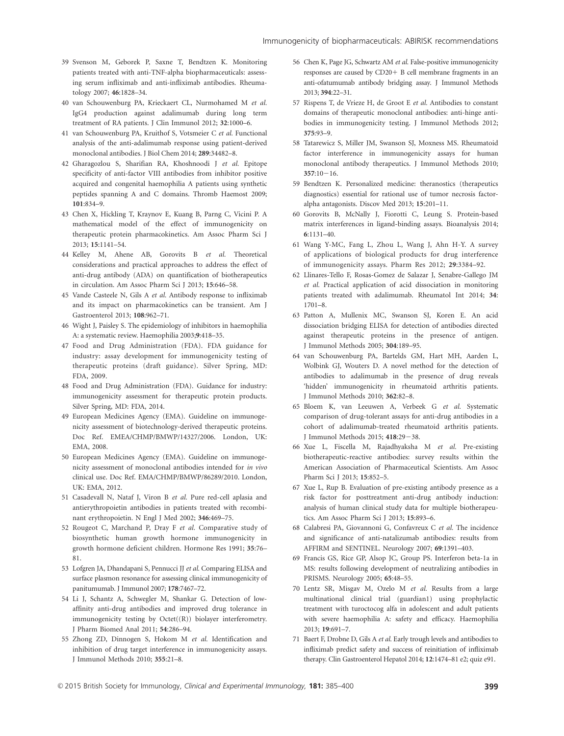39 Svenson M, Geborek P, Saxne T, Bendtzen K. Monitoring patients treated with anti-TNF-alpha biopharmaceuticals: assessing serum infliximab and anti-infliximab antibodies. Rheumatology 2007; **46**:1828–34.

40 van Schouwenburg PA, Krieckaert CL, Nurmohamed M *et al.* IgG4 production against adalimumab during long term treatment of RA patients. J Clin Immunol 2012; **32**:1000–6.

41 van Schouwenburg PA, Kruithof S, Votsmeier C *et al.* Functional analysis of the anti-adalimumab response using patient-derived monoclonal antibodies. J Biol Chem 2014; **289**:34482–8.

42 Gharagozlou S, Sharifian RA, Khoshnoodi J *et al.* Epitope specificity of anti-factor VIII antibodies from inhibitor positive acquired and congenital haemophilia A patients using synthetic peptides spanning A and C domains. Thromb Haemost 2009; **101**:834–9.

43 Chen X, Hickling T, Kraynov E, Kuang B, Parng C, Vicini P. A mathematical model of the effect of immunogenicity on therapeutic protein pharmacokinetics. Am Assoc Pharm Sci J 2013; **15**:1141–54.

44 Kelley M, Ahene AB, Gorovits B *et al.* Theoretical considerations and practical approaches to address the effect of anti-drug antibody (ADA) on quantification of biotherapeutics in circulation. Am Assoc Pharm Sci J 2013; **15**:646–58.

45 Vande Casteele N, Gils A *et al.* Antibody response to infliximab and its impact on pharmacokinetics can be transient. Am J Gastroenterol 2013; **108**:962–71.

46 Wight J, Paisley S. The epidemiology of inhibitors in haemophilia A: a systematic review. Haemophilia 2003;**9**:418–35.

47 Food and Drug Administration (FDA). FDA guidance for industry: assay development for immunogenicity testing of therapeutic proteins (draft guidance). Silver Spring, MD: FDA, 2009.

48 Food and Drug Administration (FDA). Guidance for industry: immunogenicity assessment for therapeutic protein products. Silver Spring, MD: FDA, 2014.

49 European Medicines Agency (EMA). Guideline on immunogenicity assessment of biotechnology-derived therapeutic proteins. Doc Ref. EMEA/CHMP/BMWP/14327/2006. London, UK: EMA, 2008.

50 European Medicines Agency (EMA). Guideline on immunogenicity assessment of monoclonal antibodies intended for *in vivo* clinical use. Doc Ref. EMA/CHMP/BMWP/86289/2010. London, UK: EMA, 2012.

51 Casadevall N, Nataf J, Viron B *et al.* Pure red-cell aplasia and antierythropoietin antibodies in patients treated with recombinant erythropoietin. N Engl J Med 2002; **346**:469–75.

52 Rougeot C, Marchand P, Dray F *et al.* Comparative study of biosynthetic human growth hormone immunogenicity in growth hormone deficient children. Hormone Res 1991; **35**:76–81.

53 Lofgren JA, Dhandapani S, Pennucci JJ *et al.* Comparing ELISA and surface plasmon resonance for assessing clinical immunogenicity of panitumumab. J Immunol 2007; **178**:7467–72.

54 Li J, Schantz A, Schwegler M, Shankar G. Detection of low-affinity anti-drug antibodies and improved drug tolerance in immunogenicity testing by Octet((R)) biolayer interferometry. J Pharm Biomed Anal 2011; **54**:286–94.

55 Zhong ZD, Dinnogen S, Hokom M *et al.* Identification and inhibition of drug target interference in immunogenicity assays. J Immunol Methods 2010; **355**:21–8.

56 Chen K, Page JG, Schwartz AM *et al.* False-positive immunogenicity responses are caused by CD20+ B cell membrane fragments in an anti-ofatumumab antibody bridging assay. J Immunol Methods 2013; **394**:22–31.

57 Rispens T, de Vrieze H, de Groot E *et al.* Antibodies to constant domains of therapeutic monoclonal antibodies: anti-hinge antibodies in immunogenicity testing. J Immunol Methods 2012; **375**:93–9.

58 Tatarewicz S, Miller JM, Swanson SJ, Moxness MS. Rheumatoid factor interference in immunogenicity assays for human monoclonal antibody therapeutics. J Immunol Methods 2010; **357**:10–16.

59 Bendtzen K. Personalized medicine: theranostics (therapeutics diagnostics) essential for rational use of tumor necrosis factor-alpha antagonists. Discov Med 2013; **15**:201–11.

60 Gorovits B, McNally J, Fiorotti C, Leung S. Protein-based matrix interferences in ligand-binding assays. Bioanalysis 2014; **6**:1131–40.

61 Wang Y-MC, Fang L, Zhou L, Wang J, Ahn H-Y. A survey of applications of biological products for drug interference of immunogenicity assays. Pharm Res 2012; **29**:3384–92.

62 Llinares-Tello F, Rosas-Gomez de Salazar J, Senabre-Gallego JM *et al.* Practical application of acid dissociation in monitoring patients treated with adalimumab. Rheumatol Int 2014; **34**: 1701–8.

63 Patton A, Mullenix MC, Swanson SJ, Koren E. An acid dissociation bridging ELISA for detection of antibodies directed against therapeutic proteins in the presence of antigen. J Immunol Methods 2005; **304**:189–95.

64 van Schouwenburg PA, Bartelds GM, Hart MH, Aarden L, Wolbink GJ, Wouters D. A novel method for the detection of antibodies to adalimumab in the presence of drug reveals 'hidden' immunogenicity in rheumatoid arthritis patients. J Immunol Methods 2010; **362**:82–8.

65 Bloem K, van Leeuwen A, Verbeek G *et al.* Systematic comparison of drug-tolerant assays for anti-drug antibodies in a cohort of adalimumab-treated rheumatoid arthritis patients. J Immunol Methods 2015; **418**:29–38.

66 Xue L, Fiscella M, Rajadhyaksha M *et al.* Pre-existing biotherapeutic-reactive antibodies: survey results within the American Association of Pharmaceutical Scientists. Am Assoc Pharm Sci J 2013; **15**:852–5.

67 Xue L, Rup B. Evaluation of pre-existing antibody presence as a risk factor for posttreatment anti-drug antibody induction: analysis of human clinical study data for multiple biotherapeutics. Am Assoc Pharm Sci J 2013; **15**:893–6.

68 Calabresi PA, Giovannoni G, Confavreux C *et al.* The incidence and significance of anti-natalizumab antibodies: results from AFFIRM and SENTINEL. Neurology 2007; **69**:1391–403.

69 Francis GS, Rice GP, Alsop JC, Group PS. Interferon beta-1a in MS: results following development of neutralizing antibodies in PRISMS. Neurology 2005; **65**:48–55.

70 Lentz SR, Misgav M, Ozelo M *et al.* Results from a large multinational clinical trial (guardian1) using prophylactic treatment with turoctocog alfa in adolescent and adult patients with severe haemophilia A: safety and efficacy. Haemophilia 2013; **19**:691–7.

71 Baert F, Drobne D, Gils A *et al.* Early trough levels and antibodies to infliximab predict safety and success of reinitiation of infliximab therapy. Clin Gastroenterol Hepatol 2014; **12**:1474–81 e2; quiz e91.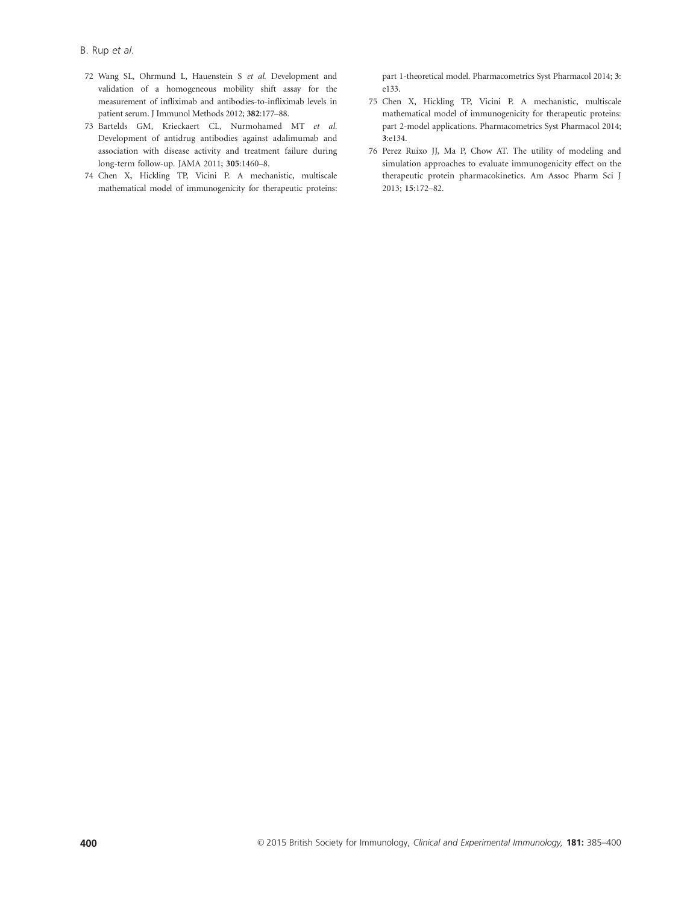72 Wang SL, Ohrmund L, Hauenstein S *et al*. Development and validation of a homogeneous mobility shift assay for the measurement of infliximab and antibodies-to-infliximab levels in patient serum. J Immunol Methods 2012; **382**:177–88.

73 Bartelds GM, Krieckaert CL, Nurmohamed MT *et al*. Development of antidrug antibodies against adalimumab and association with disease activity and treatment failure during long-term follow-up. JAMA 2011; **305**:1460–8.

74 Chen X, Hickling TP, Vicini P. A mechanistic, multiscale mathematical model of immunogenicity for therapeutic proteins: part 1-theoretical model. Pharmacometrics Syst Pharmacol 2014; **3**: e133.

75 Chen X, Hickling TP, Vicini P. A mechanistic, multiscale mathematical model of immunogenicity for therapeutic proteins: part 2-model applications. Pharmacometrics Syst Pharmacol 2014; **3**:e134.

76 Perez Ruixo JJ, Ma P, Chow AT. The utility of modeling and simulation approaches to evaluate immunogenicity effect on the therapeutic protein pharmacokinetics. Am Assoc Pharm Sci J 2013; **15**:172–82.